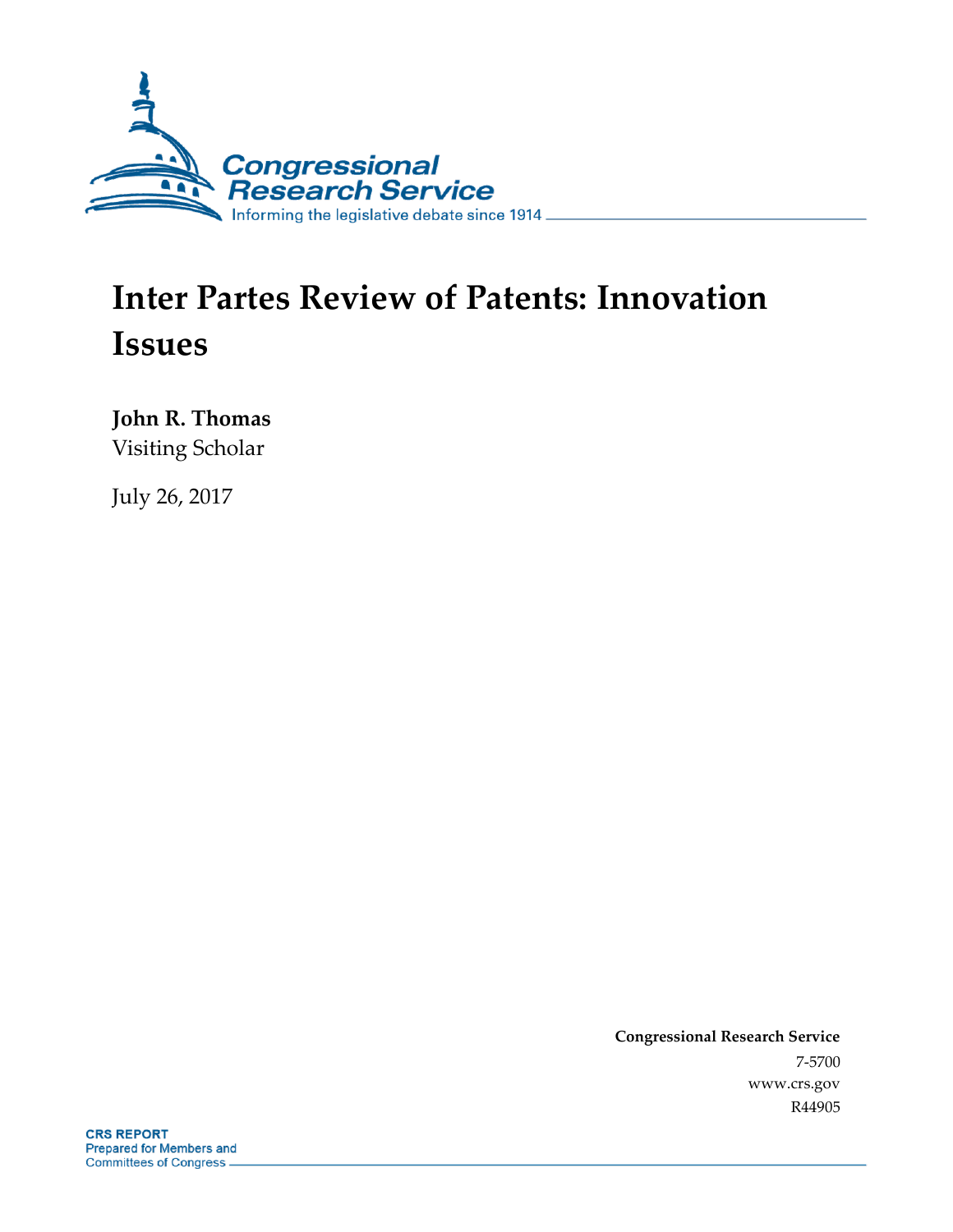Congressional Research Service

Informing the legislative debate since 1914

# Inter Partes Review of Patents: Innovation Issues

**John R. Thomas**
Visiting Scholar

July 26, 2017

**Congressional Research Service**
7-5700
www.crs.gov
R44905

**CRS REPORT**
Prepared for Members and
Committees of Congress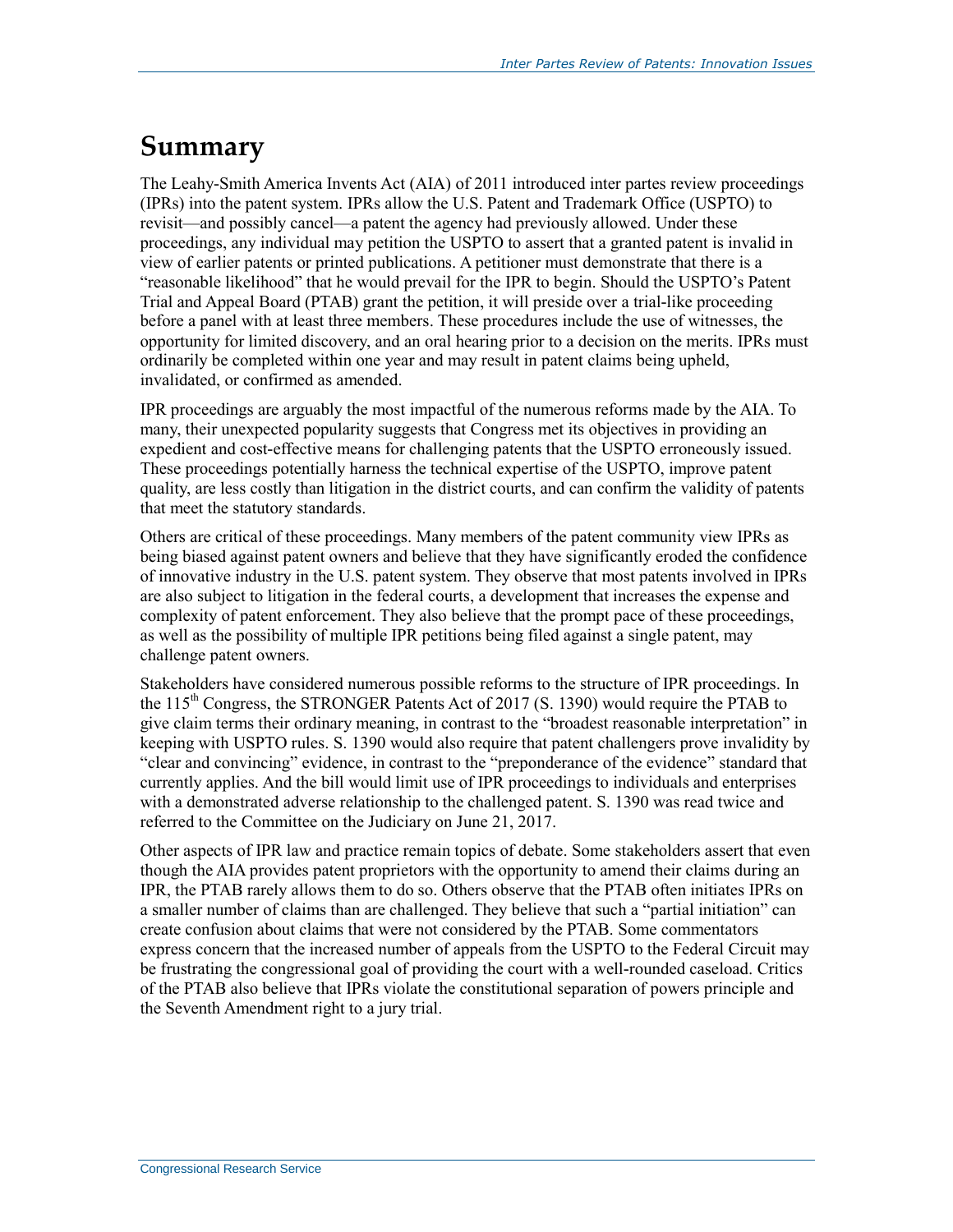# Summary

The Leahy-Smith America Invents Act (AIA) of 2011 introduced inter partes review proceedings (IPRs) into the patent system. IPRs allow the U.S. Patent and Trademark Office (USPTO) to revisit—and possibly cancel—a patent the agency had previously allowed. Under these proceedings, any individual may petition the USPTO to assert that a granted patent is invalid in view of earlier patents or printed publications. A petitioner must demonstrate that there is a "reasonable likelihood" that he would prevail for the IPR to begin. Should the USPTO's Patent Trial and Appeal Board (PTAB) grant the petition, it will preside over a trial-like proceeding before a panel with at least three members. These procedures include the use of witnesses, the opportunity for limited discovery, and an oral hearing prior to a decision on the merits. IPRs must ordinarily be completed within one year and may result in patent claims being upheld, invalidated, or confirmed as amended.

IPR proceedings are arguably the most impactful of the numerous reforms made by the AIA. To many, their unexpected popularity suggests that Congress met its objectives in providing an expedient and cost-effective means for challenging patents that the USPTO erroneously issued. These proceedings potentially harness the technical expertise of the USPTO, improve patent quality, are less costly than litigation in the district courts, and can confirm the validity of patents that meet the statutory standards.

Others are critical of these proceedings. Many members of the patent community view IPRs as being biased against patent owners and believe that they have significantly eroded the confidence of innovative industry in the U.S. patent system. They observe that most patents involved in IPRs are also subject to litigation in the federal courts, a development that increases the expense and complexity of patent enforcement. They also believe that the prompt pace of these proceedings, as well as the possibility of multiple IPR petitions being filed against a single patent, may challenge patent owners.

Stakeholders have considered numerous possible reforms to the structure of IPR proceedings. In the 115th Congress, the STRONGER Patents Act of 2017 (S. 1390) would require the PTAB to give claim terms their ordinary meaning, in contrast to the "broadest reasonable interpretation" in keeping with USPTO rules. S. 1390 would also require that patent challengers prove invalidity by "clear and convincing" evidence, in contrast to the "preponderance of the evidence" standard that currently applies. And the bill would limit use of IPR proceedings to individuals and enterprises with a demonstrated adverse relationship to the challenged patent. S. 1390 was read twice and referred to the Committee on the Judiciary on June 21, 2017.

Other aspects of IPR law and practice remain topics of debate. Some stakeholders assert that even though the AIA provides patent proprietors with the opportunity to amend their claims during an IPR, the PTAB rarely allows them to do so. Others observe that the PTAB often initiates IPRs on a smaller number of claims than are challenged. They believe that such a "partial initiation" can create confusion about claims that were not considered by the PTAB. Some commentators express concern that the increased number of appeals from the USPTO to the Federal Circuit may be frustrating the congressional goal of providing the court with a well-rounded caseload. Critics of the PTAB also believe that IPRs violate the constitutional separation of powers principle and the Seventh Amendment right to a jury trial.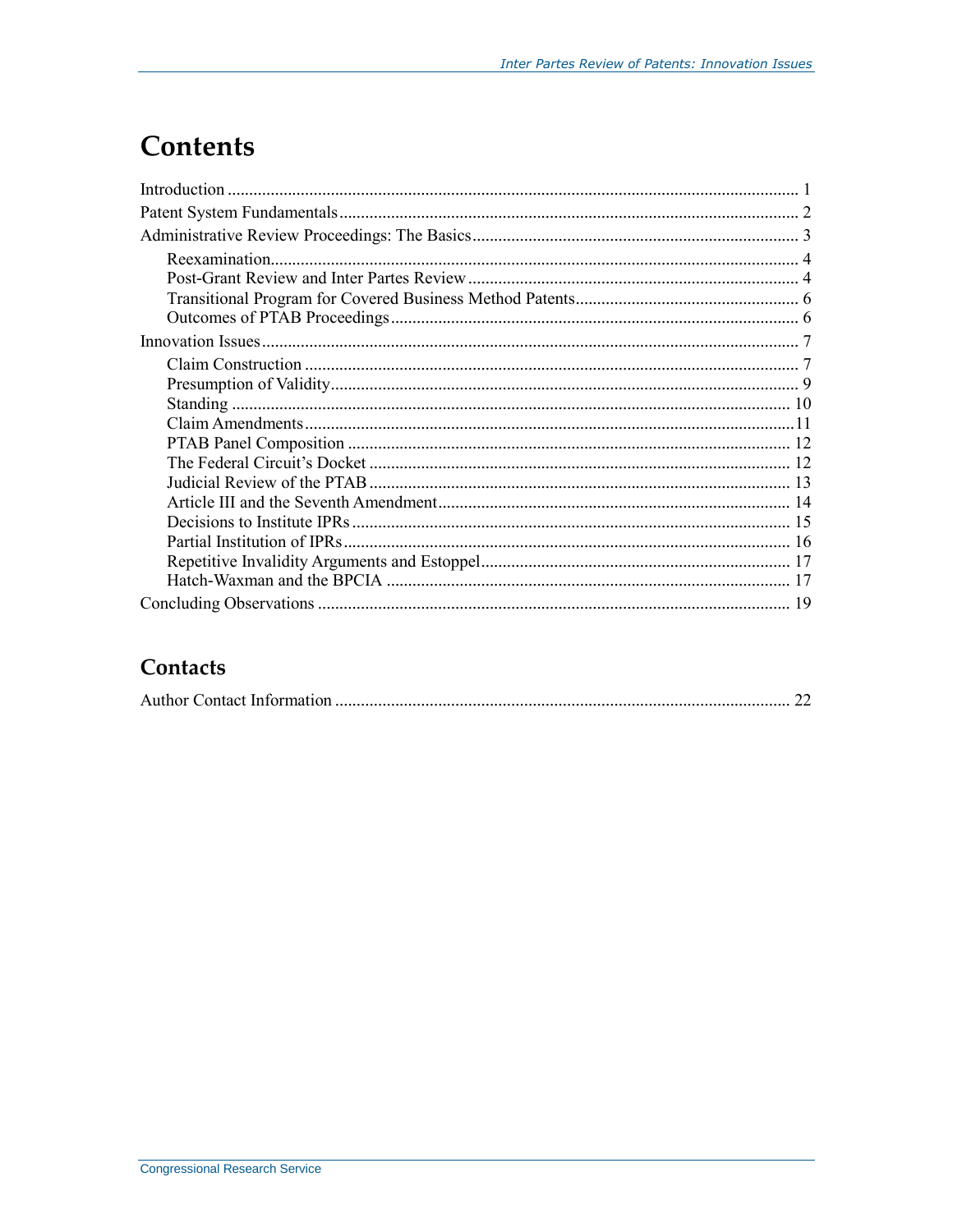# Contents

Introduction ........................................................................................................................ 1

Patent System Fundamentals.............................................................................................. 2

Administrative Review Proceedings: The Basics ............................................................... 3

- Reexamination............................................................................................................ 4
- Post-Grant Review and Inter Partes Review .............................................................. 4
- Transitional Program for Covered Business Method Patents..................................... 6
- Outcomes of PTAB Proceedings ................................................................................ 6

Innovation Issues ................................................................................................................ 7

- Claim Construction .................................................................................................... 7
- Presumption of Validity.............................................................................................. 9
- Standing ..................................................................................................................... 10
- Claim Amendments.................................................................................................... 11
- PTAB Panel Composition .......................................................................................... 12
- The Federal Circuit's Docket ..................................................................................... 12
- Judicial Review of the PTAB ..................................................................................... 13
- Article III and the Seventh Amendment..................................................................... 14
- Decisions to Institute IPRs ......................................................................................... 15
- Partial Institution of IPRs........................................................................................... 16
- Repetitive Invalidity Arguments and Estoppel........................................................... 17
- Hatch-Waxman and the BPCIA ................................................................................. 17

Concluding Observations .................................................................................................. 19

## Contacts

Author Contact Information .............................................................................................. 22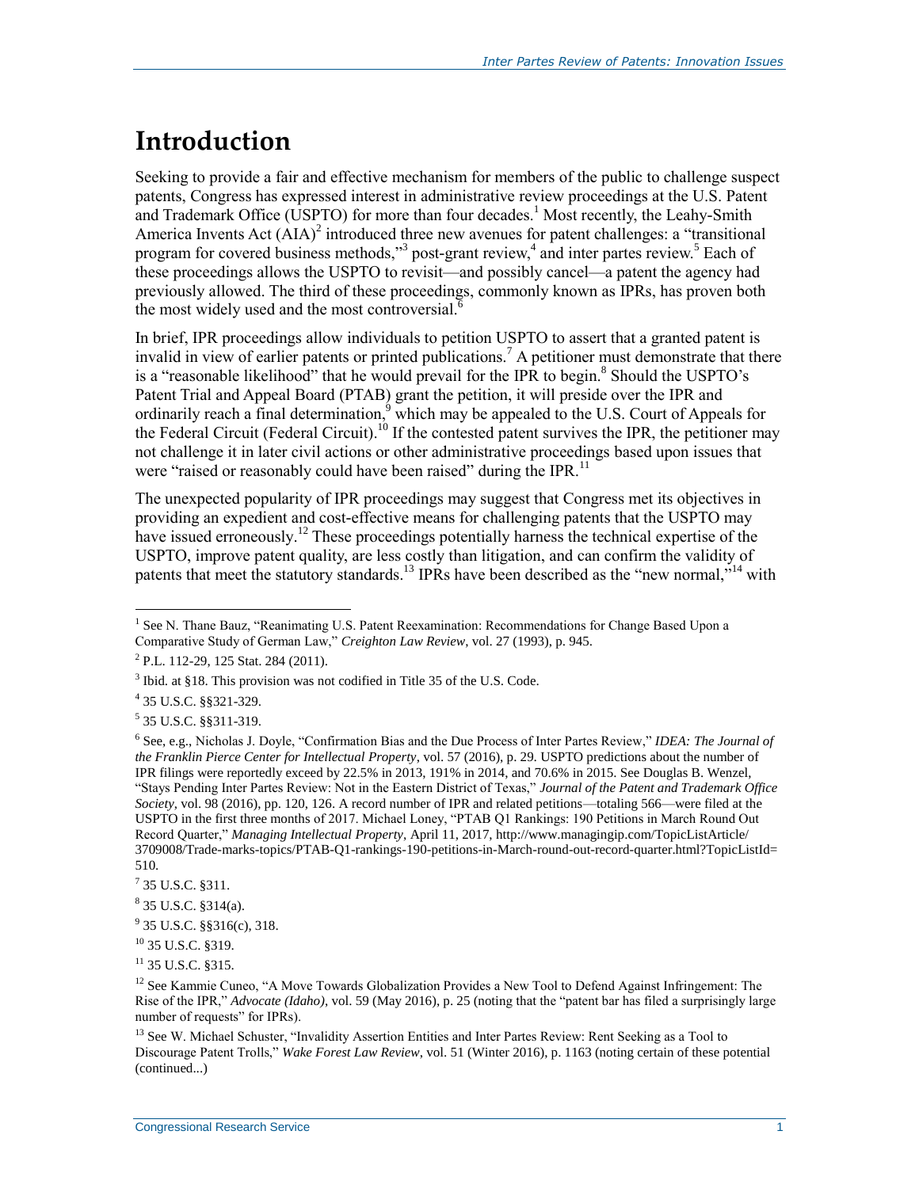# Introduction

Seeking to provide a fair and effective mechanism for members of the public to challenge suspect patents, Congress has expressed interest in administrative review proceedings at the U.S. Patent and Trademark Office (USPTO) for more than four decades.[1] Most recently, the Leahy-Smith America Invents Act (AIA)[2] introduced three new avenues for patent challenges: a "transitional program for covered business methods,"[3] post-grant review,[4] and inter partes review.[5] Each of these proceedings allows the USPTO to revisit—and possibly cancel—a patent the agency had previously allowed. The third of these proceedings, commonly known as IPRs, has proven both the most widely used and the most controversial.[6]

In brief, IPR proceedings allow individuals to petition USPTO to assert that a granted patent is invalid in view of earlier patents or printed publications.[7] A petitioner must demonstrate that there is a "reasonable likelihood" that he would prevail for the IPR to begin.[8] Should the USPTO's Patent Trial and Appeal Board (PTAB) grant the petition, it will preside over the IPR and ordinarily reach a final determination,[9] which may be appealed to the U.S. Court of Appeals for the Federal Circuit (Federal Circuit).[10] If the contested patent survives the IPR, the petitioner may not challenge it in later civil actions or other administrative proceedings based upon issues that were "raised or reasonably could have been raised" during the IPR.[11]

The unexpected popularity of IPR proceedings may suggest that Congress met its objectives in providing an expedient and cost-effective means for challenging patents that the USPTO may have issued erroneously.[12] These proceedings potentially harness the technical expertise of the USPTO, improve patent quality, are less costly than litigation, and can confirm the validity of patents that meet the statutory standards.[13] IPRs have been described as the "new normal,"[14] with

---

[1] See N. Thane Bauz, "Reanimating U.S. Patent Reexamination: Recommendations for Change Based Upon a Comparative Study of German Law," *Creighton Law Review*, vol. 27 (1993), p. 945.

[2] P.L. 112-29, 125 Stat. 284 (2011).

[3] Ibid. at §18. This provision was not codified in Title 35 of the U.S. Code.

[4] 35 U.S.C. §§321-329.

[5] 35 U.S.C. §§311-319.

[6] See, e.g., Nicholas J. Doyle, "Confirmation Bias and the Due Process of Inter Partes Review," *IDEA: The Journal of the Franklin Pierce Center for Intellectual Property*, vol. 57 (2016), p. 29. USPTO predictions about the number of IPR filings were reportedly exceed by 22.5% in 2013, 191% in 2014, and 70.6% in 2015. See Douglas B. Wenzel, "Stays Pending Inter Partes Review: Not in the Eastern District of Texas," *Journal of the Patent and Trademark Office Society*, vol. 98 (2016), pp. 120, 126. A record number of IPR and related petitions—totaling 566—were filed at the USPTO in the first three months of 2017. Michael Loney, "PTAB Q1 Rankings: 190 Petitions in March Round Out Record Quarter," *Managing Intellectual Property*, April 11, 2017, http://www.managingip.com/TopicListArticle/3709008/Trade-marks-topics/PTAB-Q1-rankings-190-petitions-in-March-round-out-record-quarter.html?TopicListId=510.

[7] 35 U.S.C. §311.

[8] 35 U.S.C. §314(a).

[9] 35 U.S.C. §§316(c), 318.

[10] 35 U.S.C. §319.

[11] 35 U.S.C. §315.

[12] See Kammie Cuneo, "A Move Towards Globalization Provides a New Tool to Defend Against Infringement: The Rise of the IPR," *Advocate (Idaho)*, vol. 59 (May 2016), p. 25 (noting that the "patent bar has filed a surprisingly large number of requests" for IPRs).

[13] See W. Michael Schuster, "Invalidity Assertion Entities and Inter Partes Review: Rent Seeking as a Tool to Discourage Patent Trolls," *Wake Forest Law Review*, vol. 51 (Winter 2016), p. 1163 (noting certain of these potential (continued...)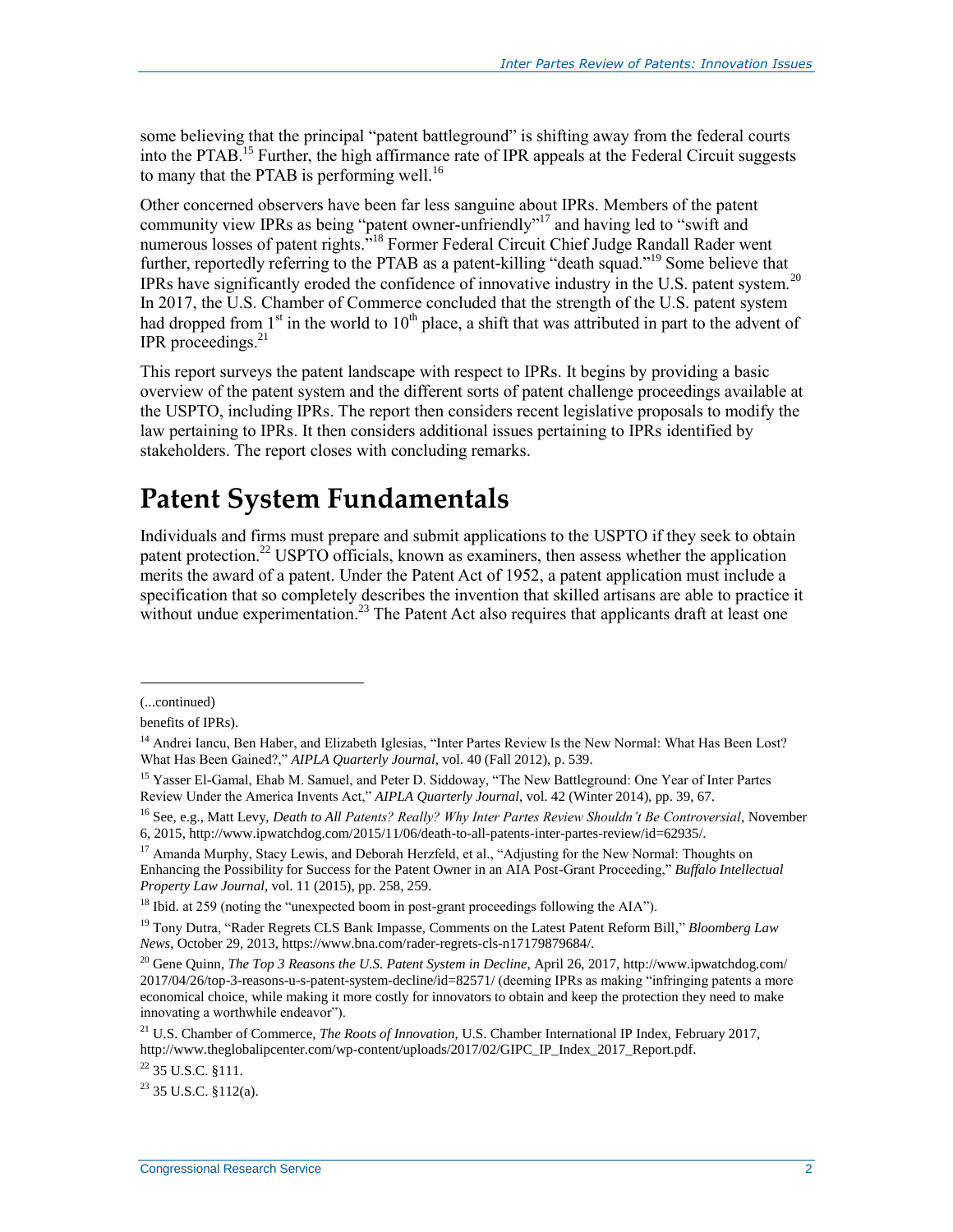some believing that the principal "patent battleground" is shifting away from the federal courts into the PTAB.[15] Further, the high affirmance rate of IPR appeals at the Federal Circuit suggests to many that the PTAB is performing well.[16]

Other concerned observers have been far less sanguine about IPRs. Members of the patent community view IPRs as being "patent owner-unfriendly"[17] and having led to "swift and numerous losses of patent rights."[18] Former Federal Circuit Chief Judge Randall Rader went further, reportedly referring to the PTAB as a patent-killing "death squad."[19] Some believe that IPRs have significantly eroded the confidence of innovative industry in the U.S. patent system.[20] In 2017, the U.S. Chamber of Commerce concluded that the strength of the U.S. patent system had dropped from 1st in the world to 10th place, a shift that was attributed in part to the advent of IPR proceedings.[21]

This report surveys the patent landscape with respect to IPRs. It begins by providing a basic overview of the patent system and the different sorts of patent challenge proceedings available at the USPTO, including IPRs. The report then considers recent legislative proposals to modify the law pertaining to IPRs. It then considers additional issues pertaining to IPRs identified by stakeholders. The report closes with concluding remarks.

# Patent System Fundamentals

Individuals and firms must prepare and submit applications to the USPTO if they seek to obtain patent protection.[22] USPTO officials, known as examiners, then assess whether the application merits the award of a patent. Under the Patent Act of 1952, a patent application must include a specification that so completely describes the invention that skilled artisans are able to practice it without undue experimentation.[23] The Patent Act also requires that applicants draft at least one

---

(...continued)

benefits of IPRs).

[14] Andrei Iancu, Ben Haber, and Elizabeth Iglesias, "Inter Partes Review Is the New Normal: What Has Been Lost? What Has Been Gained?," *AIPLA Quarterly Journal*, vol. 40 (Fall 2012), p. 539.

[15] Yasser El-Gamal, Ehab M. Samuel, and Peter D. Siddoway, "The New Battleground: One Year of Inter Partes Review Under the America Invents Act," *AIPLA Quarterly Journal*, vol. 42 (Winter 2014), pp. 39, 67.

[16] See, e.g., Matt Levy, *Death to All Patents? Really? Why Inter Partes Review Shouldn't Be Controversial*, November 6, 2015, http://www.ipwatchdog.com/2015/11/06/death-to-all-patents-inter-partes-review/id=62935/.

[17] Amanda Murphy, Stacy Lewis, and Deborah Herzfeld, et al., "Adjusting for the New Normal: Thoughts on Enhancing the Possibility for Success for the Patent Owner in an AIA Post-Grant Proceeding," *Buffalo Intellectual Property Law Journal*, vol. 11 (2015), pp. 258, 259.

[18] Ibid. at 259 (noting the "unexpected boom in post-grant proceedings following the AIA").

[19] Tony Dutra, "Rader Regrets CLS Bank Impasse, Comments on the Latest Patent Reform Bill," *Bloomberg Law News*, October 29, 2013, https://www.bna.com/rader-regrets-cls-n17179879684/.

[20] Gene Quinn, *The Top 3 Reasons the U.S. Patent System in Decline*, April 26, 2017, http://www.ipwatchdog.com/2017/04/26/top-3-reasons-u-s-patent-system-decline/id=82571/ (deeming IPRs as making "infringing patents a more economical choice, while making it more costly for innovators to obtain and keep the protection they need to make innovating a worthwhile endeavor").

[21] U.S. Chamber of Commerce, *The Roots of Innovation*, U.S. Chamber International IP Index, February 2017, http://www.theglobalipcenter.com/wp-content/uploads/2017/02/GIPC_IP_Index_2017_Report.pdf.

[22] 35 U.S.C. §111.

[23] 35 U.S.C. §112(a).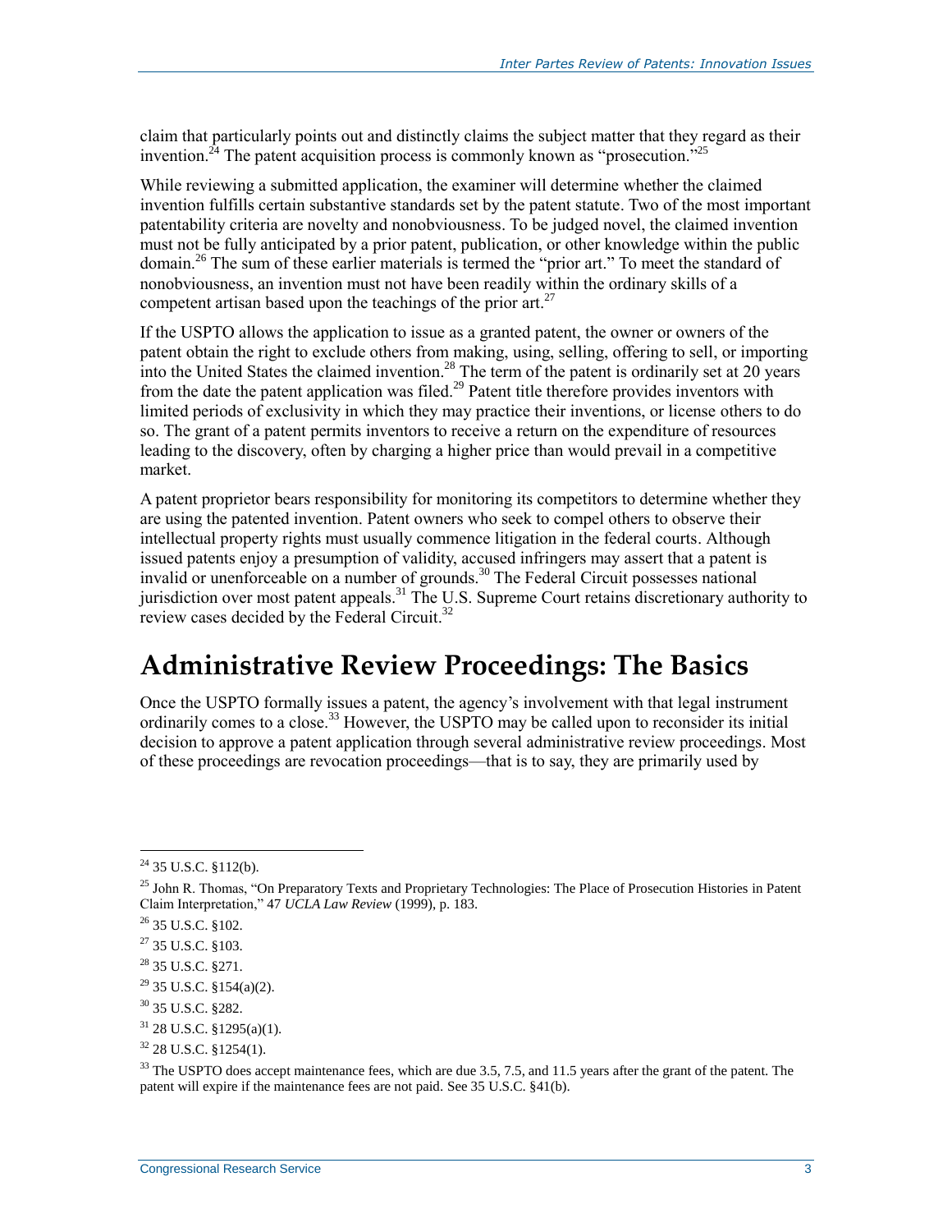claim that particularly points out and distinctly claims the subject matter that they regard as their invention.[24] The patent acquisition process is commonly known as "prosecution."[25]

While reviewing a submitted application, the examiner will determine whether the claimed invention fulfills certain substantive standards set by the patent statute. Two of the most important patentability criteria are novelty and nonobviousness. To be judged novel, the claimed invention must not be fully anticipated by a prior patent, publication, or other knowledge within the public domain.[26] The sum of these earlier materials is termed the "prior art." To meet the standard of nonobviousness, an invention must not have been readily within the ordinary skills of a competent artisan based upon the teachings of the prior art.[27]

If the USPTO allows the application to issue as a granted patent, the owner or owners of the patent obtain the right to exclude others from making, using, selling, offering to sell, or importing into the United States the claimed invention.[28] The term of the patent is ordinarily set at 20 years from the date the patent application was filed.[29] Patent title therefore provides inventors with limited periods of exclusivity in which they may practice their inventions, or license others to do so. The grant of a patent permits inventors to receive a return on the expenditure of resources leading to the discovery, often by charging a higher price than would prevail in a competitive market.

A patent proprietor bears responsibility for monitoring its competitors to determine whether they are using the patented invention. Patent owners who seek to compel others to observe their intellectual property rights must usually commence litigation in the federal courts. Although issued patents enjoy a presumption of validity, accused infringers may assert that a patent is invalid or unenforceable on a number of grounds.[30] The Federal Circuit possesses national jurisdiction over most patent appeals.[31] The U.S. Supreme Court retains discretionary authority to review cases decided by the Federal Circuit.[32]

# Administrative Review Proceedings: The Basics

Once the USPTO formally issues a patent, the agency's involvement with that legal instrument ordinarily comes to a close.[33] However, the USPTO may be called upon to reconsider its initial decision to approve a patent application through several administrative review proceedings. Most of these proceedings are revocation proceedings—that is to say, they are primarily used by

---

[24] 35 U.S.C. §112(b).

[25] John R. Thomas, "On Preparatory Texts and Proprietary Technologies: The Place of Prosecution Histories in Patent Claim Interpretation," 47 *UCLA Law Review* (1999), p. 183.

[26] 35 U.S.C. §102.

[27] 35 U.S.C. §103.

[28] 35 U.S.C. §271.

[29] 35 U.S.C. §154(a)(2).

[30] 35 U.S.C. §282.

[31] 28 U.S.C. §1295(a)(1).

[32] 28 U.S.C. §1254(1).

[33] The USPTO does accept maintenance fees, which are due 3.5, 7.5, and 11.5 years after the grant of the patent. The patent will expire if the maintenance fees are not paid. See 35 U.S.C. §41(b).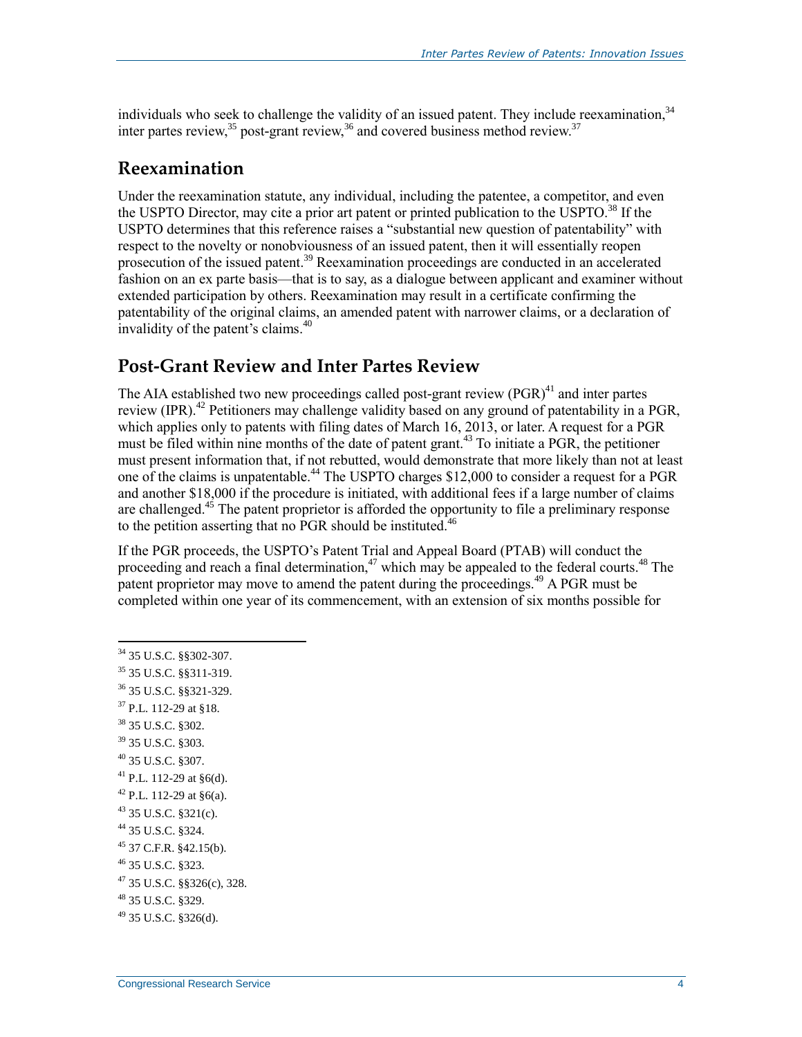individuals who seek to challenge the validity of an issued patent. They include reexamination,[34] inter partes review,[35] post-grant review,[36] and covered business method review.[37]

## Reexamination

Under the reexamination statute, any individual, including the patentee, a competitor, and even the USPTO Director, may cite a prior art patent or printed publication to the USPTO.[38] If the USPTO determines that this reference raises a "substantial new question of patentability" with respect to the novelty or nonobviousness of an issued patent, then it will essentially reopen prosecution of the issued patent.[39] Reexamination proceedings are conducted in an accelerated fashion on an ex parte basis—that is to say, as a dialogue between applicant and examiner without extended participation by others. Reexamination may result in a certificate confirming the patentability of the original claims, an amended patent with narrower claims, or a declaration of invalidity of the patent's claims.[40]

## Post-Grant Review and Inter Partes Review

The AIA established two new proceedings called post-grant review (PGR)[41] and inter partes review (IPR).[42] Petitioners may challenge validity based on any ground of patentability in a PGR, which applies only to patents with filing dates of March 16, 2013, or later. A request for a PGR must be filed within nine months of the date of patent grant.[43] To initiate a PGR, the petitioner must present information that, if not rebutted, would demonstrate that more likely than not at least one of the claims is unpatentable.[44] The USPTO charges $12,000 to consider a request for a PGR and another $18,000 if the procedure is initiated, with additional fees if a large number of claims are challenged.[45] The patent proprietor is afforded the opportunity to file a preliminary response to the petition asserting that no PGR should be instituted.[46]

If the PGR proceeds, the USPTO's Patent Trial and Appeal Board (PTAB) will conduct the proceeding and reach a final determination,[47] which may be appealed to the federal courts.[48] The patent proprietor may move to amend the patent during the proceedings.[49] A PGR must be completed within one year of its commencement, with an extension of six months possible for

---

[34] 35 U.S.C. §§302-307.

[35] 35 U.S.C. §§311-319.

[36] 35 U.S.C. §§321-329.

[37] P.L. 112-29 at §18.

[38] 35 U.S.C. §302.

[39] 35 U.S.C. §303.

[40] 35 U.S.C. §307.

[41] P.L. 112-29 at §6(d).

[42] P.L. 112-29 at §6(a).

[43] 35 U.S.C. §321(c).

[44] 35 U.S.C. §324.

[45] 37 C.F.R. §42.15(b).

[46] 35 U.S.C. §323.

[47] 35 U.S.C. §§326(c), 328.

[48] 35 U.S.C. §329.

[49] 35 U.S.C. §326(d).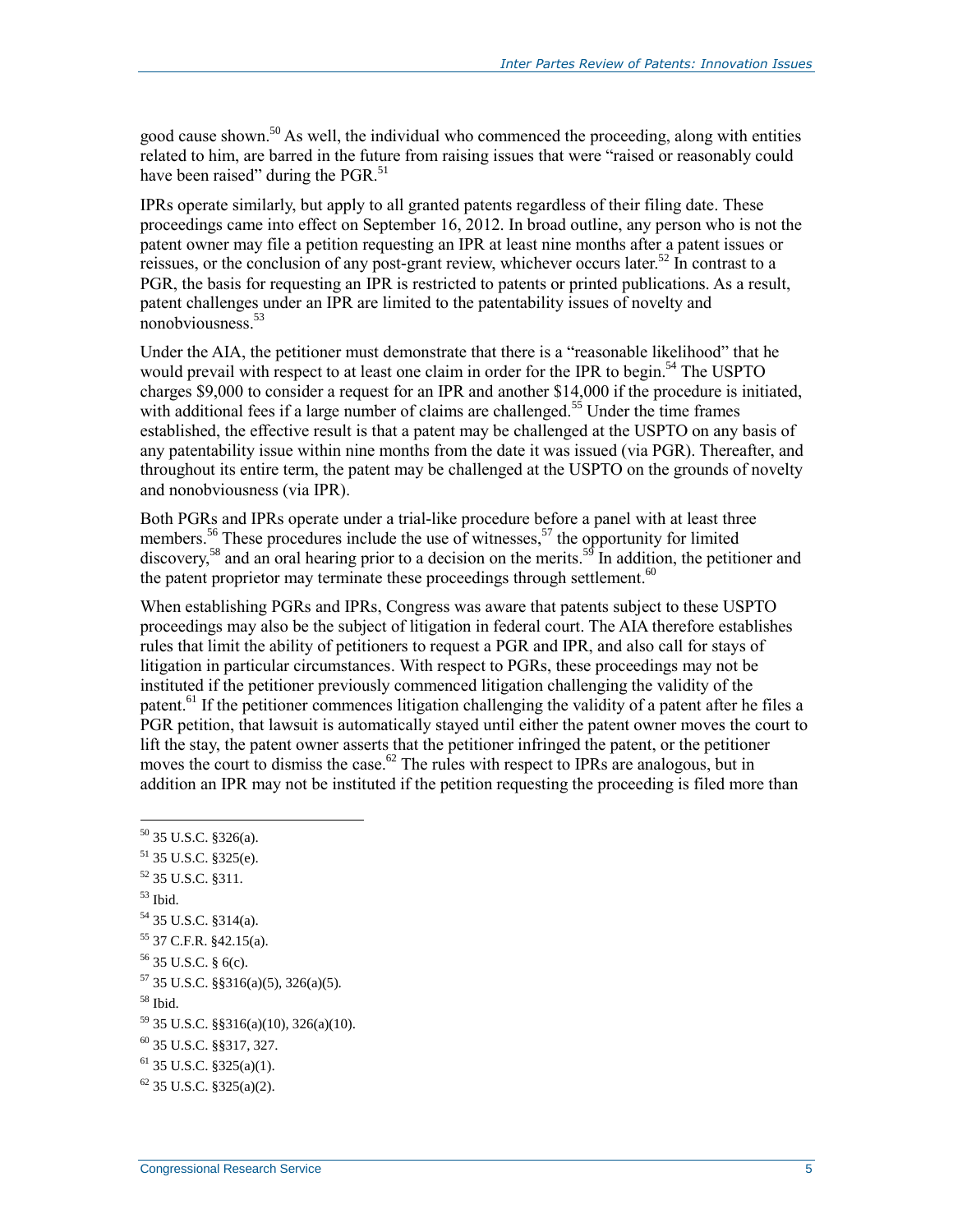good cause shown.[50] As well, the individual who commenced the proceeding, along with entities related to him, are barred in the future from raising issues that were "raised or reasonably could have been raised" during the PGR.[51]

IPRs operate similarly, but apply to all granted patents regardless of their filing date. These proceedings came into effect on September 16, 2012. In broad outline, any person who is not the patent owner may file a petition requesting an IPR at least nine months after a patent issues or reissues, or the conclusion of any post-grant review, whichever occurs later.[52] In contrast to a PGR, the basis for requesting an IPR is restricted to patents or printed publications. As a result, patent challenges under an IPR are limited to the patentability issues of novelty and nonobviousness.[53]

Under the AIA, the petitioner must demonstrate that there is a "reasonable likelihood" that he would prevail with respect to at least one claim in order for the IPR to begin.[54] The USPTO charges $9,000 to consider a request for an IPR and another $14,000 if the procedure is initiated, with additional fees if a large number of claims are challenged.[55] Under the time frames established, the effective result is that a patent may be challenged at the USPTO on any basis of any patentability issue within nine months from the date it was issued (via PGR). Thereafter, and throughout its entire term, the patent may be challenged at the USPTO on the grounds of novelty and nonobviousness (via IPR).

Both PGRs and IPRs operate under a trial-like procedure before a panel with at least three members.[56] These procedures include the use of witnesses,[57] the opportunity for limited discovery,[58] and an oral hearing prior to a decision on the merits.[59] In addition, the petitioner and the patent proprietor may terminate these proceedings through settlement.[60]

When establishing PGRs and IPRs, Congress was aware that patents subject to these USPTO proceedings may also be the subject of litigation in federal court. The AIA therefore establishes rules that limit the ability of petitioners to request a PGR and IPR, and also call for stays of litigation in particular circumstances. With respect to PGRs, these proceedings may not be instituted if the petitioner previously commenced litigation challenging the validity of the patent.[61] If the petitioner commences litigation challenging the validity of a patent after he files a PGR petition, that lawsuit is automatically stayed until either the patent owner moves the court to lift the stay, the patent owner asserts that the petitioner infringed the patent, or the petitioner moves the court to dismiss the case.[62] The rules with respect to IPRs are analogous, but in addition an IPR may not be instituted if the petition requesting the proceeding is filed more than

[50] 35 U.S.C. §326(a).

[51] 35 U.S.C. §325(e).

[52] 35 U.S.C. §311.

[53] Ibid.

[54] 35 U.S.C. §314(a).

[55] 37 C.F.R. §42.15(a).

[56] 35 U.S.C. § 6(c).

[57] 35 U.S.C. §§316(a)(5), 326(a)(5).

[58] Ibid.

[59] 35 U.S.C. §§316(a)(10), 326(a)(10).

[60] 35 U.S.C. §§317, 327.

[61] 35 U.S.C. §325(a)(1).

[62] 35 U.S.C. §325(a)(2).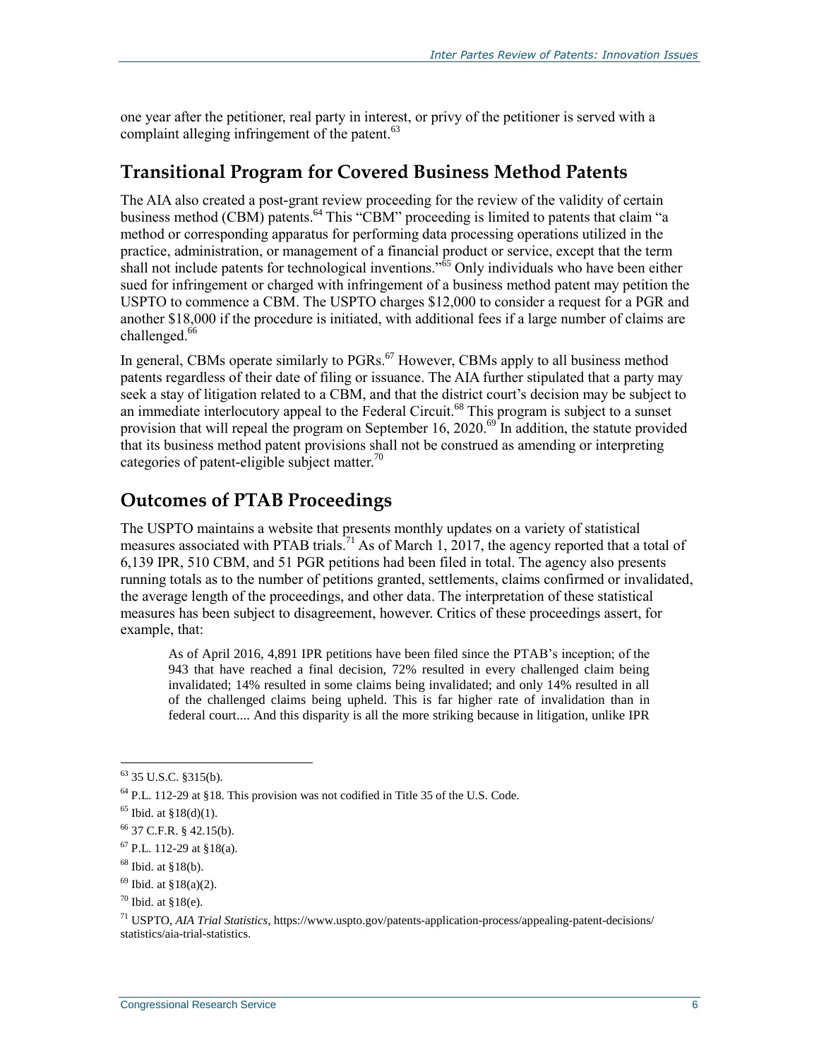one year after the petitioner, real party in interest, or privy of the petitioner is served with a complaint alleging infringement of the patent.[63]

## Transitional Program for Covered Business Method Patents

The AIA also created a post-grant review proceeding for the review of the validity of certain business method (CBM) patents.[64] This "CBM" proceeding is limited to patents that claim "a method or corresponding apparatus for performing data processing operations utilized in the practice, administration, or management of a financial product or service, except that the term shall not include patents for technological inventions."[65] Only individuals who have been either sued for infringement or charged with infringement of a business method patent may petition the USPTO to commence a CBM. The USPTO charges $12,000 to consider a request for a PGR and another $18,000 if the procedure is initiated, with additional fees if a large number of claims are challenged.[66]

In general, CBMs operate similarly to PGRs.[67] However, CBMs apply to all business method patents regardless of their date of filing or issuance. The AIA further stipulated that a party may seek a stay of litigation related to a CBM, and that the district court's decision may be subject to an immediate interlocutory appeal to the Federal Circuit.[68] This program is subject to a sunset provision that will repeal the program on September 16, 2020.[69] In addition, the statute provided that its business method patent provisions shall not be construed as amending or interpreting categories of patent-eligible subject matter.[70]

## Outcomes of PTAB Proceedings

The USPTO maintains a website that presents monthly updates on a variety of statistical measures associated with PTAB trials.[71] As of March 1, 2017, the agency reported that a total of 6,139 IPR, 510 CBM, and 51 PGR petitions had been filed in total. The agency also presents running totals as to the number of petitions granted, settlements, claims confirmed or invalidated, the average length of the proceedings, and other data. The interpretation of these statistical measures has been subject to disagreement, however. Critics of these proceedings assert, for example, that:

> As of April 2016, 4,891 IPR petitions have been filed since the PTAB's inception; of the 943 that have reached a final decision, 72% resulted in every challenged claim being invalidated; 14% resulted in some claims being invalidated; and only 14% resulted in all of the challenged claims being upheld. This is far higher rate of invalidation than in federal court.... And this disparity is all the more striking because in litigation, unlike IPR

---

[63] 35 U.S.C. §315(b).

[64] P.L. 112-29 at §18. This provision was not codified in Title 35 of the U.S. Code.

[65] Ibid. at §18(d)(1).

[66] 37 C.F.R. § 42.15(b).

[67] P.L. 112-29 at §18(a).

[68] Ibid. at §18(b).

[69] Ibid. at §18(a)(2).

[70] Ibid. at §18(e).

[71] USPTO, *AIA Trial Statistics*, https://www.uspto.gov/patents-application-process/appealing-patent-decisions/statistics/aia-trial-statistics.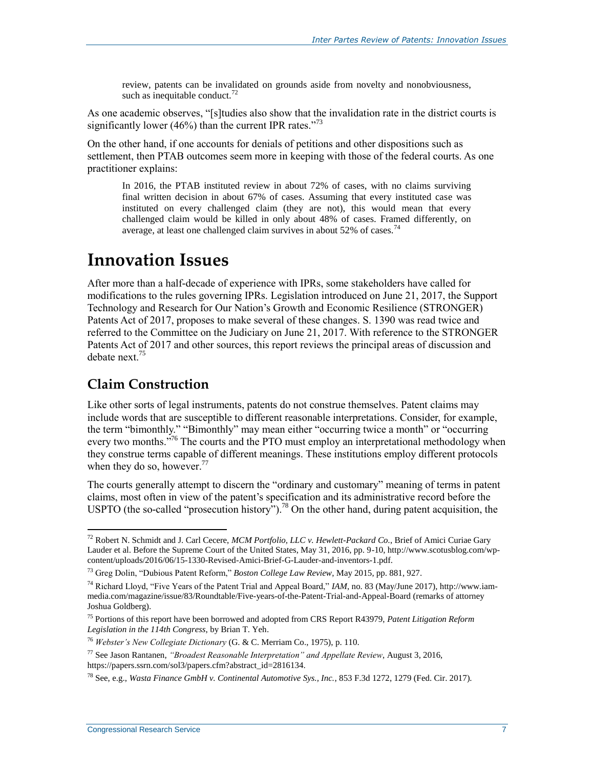> review, patents can be invalidated on grounds aside from novelty and nonobviousness, such as inequitable conduct.[72]

As one academic observes, "[s]tudies also show that the invalidation rate in the district courts is significantly lower (46%) than the current IPR rates."[73]

On the other hand, if one accounts for denials of petitions and other dispositions such as settlement, then PTAB outcomes seem more in keeping with those of the federal courts. As one practitioner explains:

> In 2016, the PTAB instituted review in about 72% of cases, with no claims surviving final written decision in about 67% of cases. Assuming that every instituted case was instituted on every challenged claim (they are not), this would mean that every challenged claim would be killed in only about 48% of cases. Framed differently, on average, at least one challenged claim survives in about 52% of cases.[74]

# Innovation Issues

After more than a half-decade of experience with IPRs, some stakeholders have called for modifications to the rules governing IPRs. Legislation introduced on June 21, 2017, the Support Technology and Research for Our Nation's Growth and Economic Resilience (STRONGER) Patents Act of 2017, proposes to make several of these changes. S. 1390 was read twice and referred to the Committee on the Judiciary on June 21, 2017. With reference to the STRONGER Patents Act of 2017 and other sources, this report reviews the principal areas of discussion and debate next.[75]

## Claim Construction

Like other sorts of legal instruments, patents do not construe themselves. Patent claims may include words that are susceptible to different reasonable interpretations. Consider, for example, the term "bimonthly." "Bimonthly" may mean either "occurring twice a month" or "occurring every two months."[76] The courts and the PTO must employ an interpretational methodology when they construe terms capable of different meanings. These institutions employ different protocols when they do so, however.[77]

The courts generally attempt to discern the "ordinary and customary" meaning of terms in patent claims, most often in view of the patent's specification and its administrative record before the USPTO (the so-called "prosecution history").[78] On the other hand, during patent acquisition, the

---

[72] Robert N. Schmidt and J. Carl Cecere, *MCM Portfolio, LLC v. Hewlett-Packard Co.*, Brief of Amici Curiae Gary Lauder et al. Before the Supreme Court of the United States, May 31, 2016, pp. 9-10, http://www.scotusblog.com/wp-content/uploads/2016/06/15-1330-Revised-Amici-Brief-G-Lauder-and-inventors-1.pdf.

[73] Greg Dolin, "Dubious Patent Reform," *Boston College Law Review*, May 2015, pp. 881, 927.

[74] Richard Lloyd, "Five Years of the Patent Trial and Appeal Board," *IAM*, no. 83 (May/June 2017), http://www.iam-media.com/magazine/issue/83/Roundtable/Five-years-of-the-Patent-Trial-and-Appeal-Board (remarks of attorney Joshua Goldberg).

[75] Portions of this report have been borrowed and adopted from CRS Report R43979, *Patent Litigation Reform Legislation in the 114th Congress*, by Brian T. Yeh.

[76] *Webster's New Collegiate Dictionary* (G. & C. Merriam Co., 1975), p. 110.

[77] See Jason Rantanen, *"Broadest Reasonable Interpretation" and Appellate Review*, August 3, 2016, https://papers.ssrn.com/sol3/papers.cfm?abstract_id=2816134.

[78] See, e.g., *Wasta Finance GmbH v. Continental Automotive Sys., Inc.*, 853 F.3d 1272, 1279 (Fed. Cir. 2017).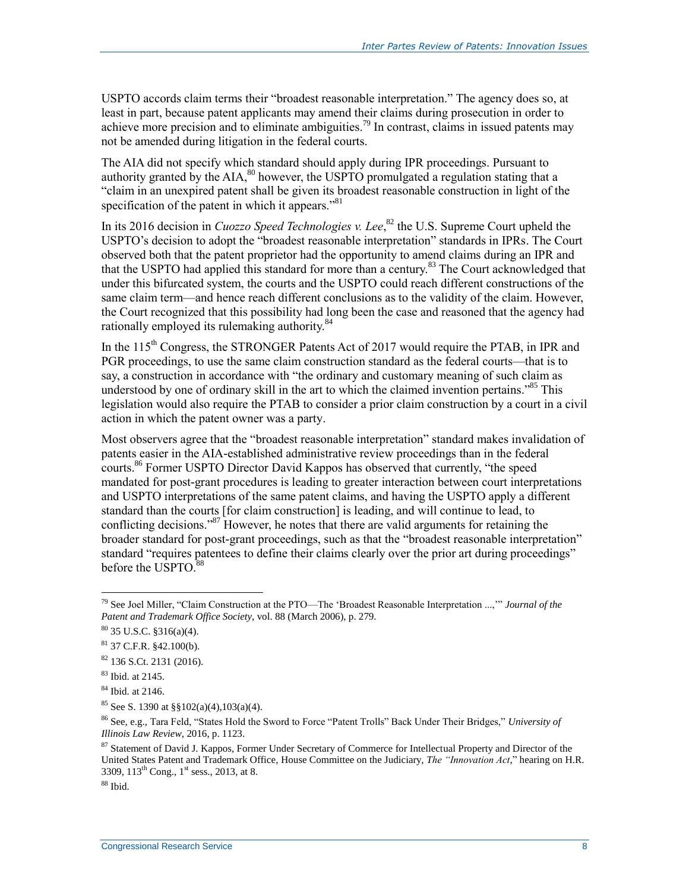USPTO accords claim terms their "broadest reasonable interpretation." The agency does so, at least in part, because patent applicants may amend their claims during prosecution in order to achieve more precision and to eliminate ambiguities.[79] In contrast, claims in issued patents may not be amended during litigation in the federal courts.

The AIA did not specify which standard should apply during IPR proceedings. Pursuant to authority granted by the AIA,[80] however, the USPTO promulgated a regulation stating that a "claim in an unexpired patent shall be given its broadest reasonable construction in light of the specification of the patent in which it appears."[81]

In its 2016 decision in *Cuozzo Speed Technologies v. Lee*,[82] the U.S. Supreme Court upheld the USPTO's decision to adopt the "broadest reasonable interpretation" standards in IPRs. The Court observed both that the patent proprietor had the opportunity to amend claims during an IPR and that the USPTO had applied this standard for more than a century.[83] The Court acknowledged that under this bifurcated system, the courts and the USPTO could reach different constructions of the same claim term—and hence reach different conclusions as to the validity of the claim. However, the Court recognized that this possibility had long been the case and reasoned that the agency had rationally employed its rulemaking authority.[84]

In the 115th Congress, the STRONGER Patents Act of 2017 would require the PTAB, in IPR and PGR proceedings, to use the same claim construction standard as the federal courts—that is to say, a construction in accordance with "the ordinary and customary meaning of such claim as understood by one of ordinary skill in the art to which the claimed invention pertains."[85] This legislation would also require the PTAB to consider a prior claim construction by a court in a civil action in which the patent owner was a party.

Most observers agree that the "broadest reasonable interpretation" standard makes invalidation of patents easier in the AIA-established administrative review proceedings than in the federal courts.[86] Former USPTO Director David Kappos has observed that currently, "the speed mandated for post-grant procedures is leading to greater interaction between court interpretations and USPTO interpretations of the same patent claims, and having the USPTO apply a different standard than the courts [for claim construction] is leading, and will continue to lead, to conflicting decisions."[87] However, he notes that there are valid arguments for retaining the broader standard for post-grant proceedings, such as that the "broadest reasonable interpretation" standard "requires patentees to define their claims clearly over the prior art during proceedings" before the USPTO.[88]

---

[79] See Joel Miller, "Claim Construction at the PTO—The 'Broadest Reasonable Interpretation ...,'" *Journal of the Patent and Trademark Office Society*, vol. 88 (March 2006), p. 279.

[80] 35 U.S.C. §316(a)(4).

[81] 37 C.F.R. §42.100(b).

[82] 136 S.Ct. 2131 (2016).

[83] Ibid. at 2145.

[84] Ibid. at 2146.

[85] See S. 1390 at §§102(a)(4),103(a)(4).

[86] See, e.g., Tara Feld, "States Hold the Sword to Force "Patent Trolls" Back Under Their Bridges," *University of Illinois Law Review*, 2016, p. 1123.

[87] Statement of David J. Kappos, Former Under Secretary of Commerce for Intellectual Property and Director of the United States Patent and Trademark Office, House Committee on the Judiciary, *The "Innovation Act*," hearing on H.R. 3309, 113th Cong., 1st sess., 2013, at 8.

[88] Ibid.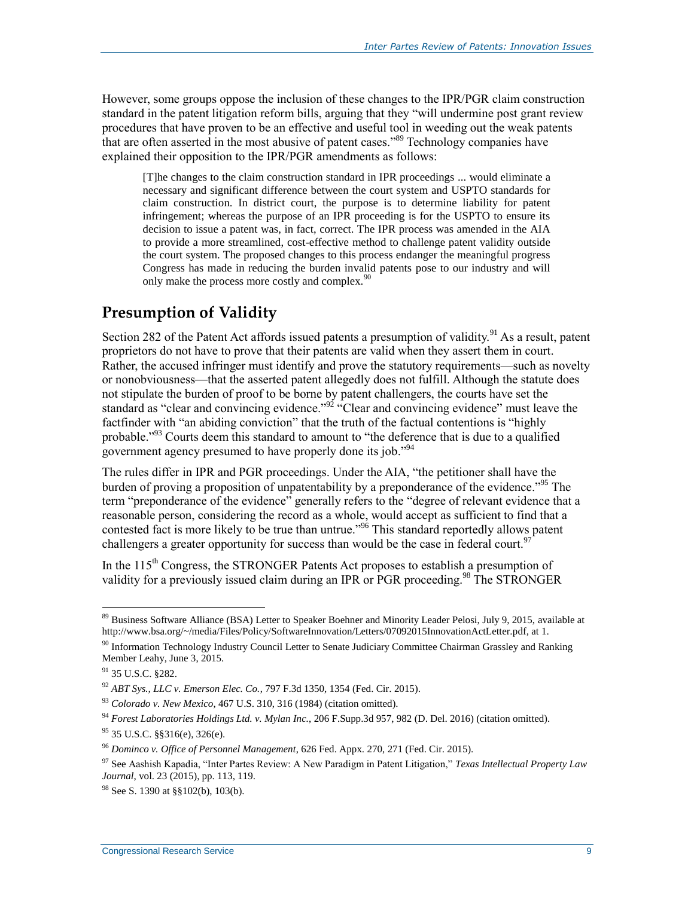However, some groups oppose the inclusion of these changes to the IPR/PGR claim construction standard in the patent litigation reform bills, arguing that they "will undermine post grant review procedures that have proven to be an effective and useful tool in weeding out the weak patents that are often asserted in the most abusive of patent cases."[89] Technology companies have explained their opposition to the IPR/PGR amendments as follows:

> [T]he changes to the claim construction standard in IPR proceedings ... would eliminate a necessary and significant difference between the court system and USPTO standards for claim construction. In district court, the purpose is to determine liability for patent infringement; whereas the purpose of an IPR proceeding is for the USPTO to ensure its decision to issue a patent was, in fact, correct. The IPR process was amended in the AIA to provide a more streamlined, cost-effective method to challenge patent validity outside the court system. The proposed changes to this process endanger the meaningful progress Congress has made in reducing the burden invalid patents pose to our industry and will only make the process more costly and complex.[90]

## Presumption of Validity

Section 282 of the Patent Act affords issued patents a presumption of validity.[91] As a result, patent proprietors do not have to prove that their patents are valid when they assert them in court. Rather, the accused infringer must identify and prove the statutory requirements—such as novelty or nonobviousness—that the asserted patent allegedly does not fulfill. Although the statute does not stipulate the burden of proof to be borne by patent challengers, the courts have set the standard as "clear and convincing evidence."[92] "Clear and convincing evidence" must leave the factfinder with "an abiding conviction" that the truth of the factual contentions is "highly probable."[93] Courts deem this standard to amount to "the deference that is due to a qualified government agency presumed to have properly done its job."[94]

The rules differ in IPR and PGR proceedings. Under the AIA, "the petitioner shall have the burden of proving a proposition of unpatentability by a preponderance of the evidence."[95] The term "preponderance of the evidence" generally refers to the "degree of relevant evidence that a reasonable person, considering the record as a whole, would accept as sufficient to find that a contested fact is more likely to be true than untrue."[96] This standard reportedly allows patent challengers a greater opportunity for success than would be the case in federal court.[97]

In the 115th Congress, the STRONGER Patents Act proposes to establish a presumption of validity for a previously issued claim during an IPR or PGR proceeding.[98] The STRONGER

---

[89] Business Software Alliance (BSA) Letter to Speaker Boehner and Minority Leader Pelosi, July 9, 2015, available at http://www.bsa.org/~/media/Files/Policy/SoftwareInnovation/Letters/07092015InnovationActLetter.pdf, at 1.

[90] Information Technology Industry Council Letter to Senate Judiciary Committee Chairman Grassley and Ranking Member Leahy, June 3, 2015.

[91] 35 U.S.C. §282.

[92] *ABT Sys., LLC v. Emerson Elec. Co.*, 797 F.3d 1350, 1354 (Fed. Cir. 2015).

[93] *Colorado v. New Mexico*, 467 U.S. 310, 316 (1984) (citation omitted).

[94] *Forest Laboratories Holdings Ltd. v. Mylan Inc.*, 206 F.Supp.3d 957, 982 (D. Del. 2016) (citation omitted).

[95] 35 U.S.C. §§316(e), 326(e).

[96] *Dominco v. Office of Personnel Management*, 626 Fed. Appx. 270, 271 (Fed. Cir. 2015).

[97] See Aashish Kapadia, "Inter Partes Review: A New Paradigm in Patent Litigation," *Texas Intellectual Property Law Journal*, vol. 23 (2015), pp. 113, 119.

[98] See S. 1390 at §§102(b), 103(b).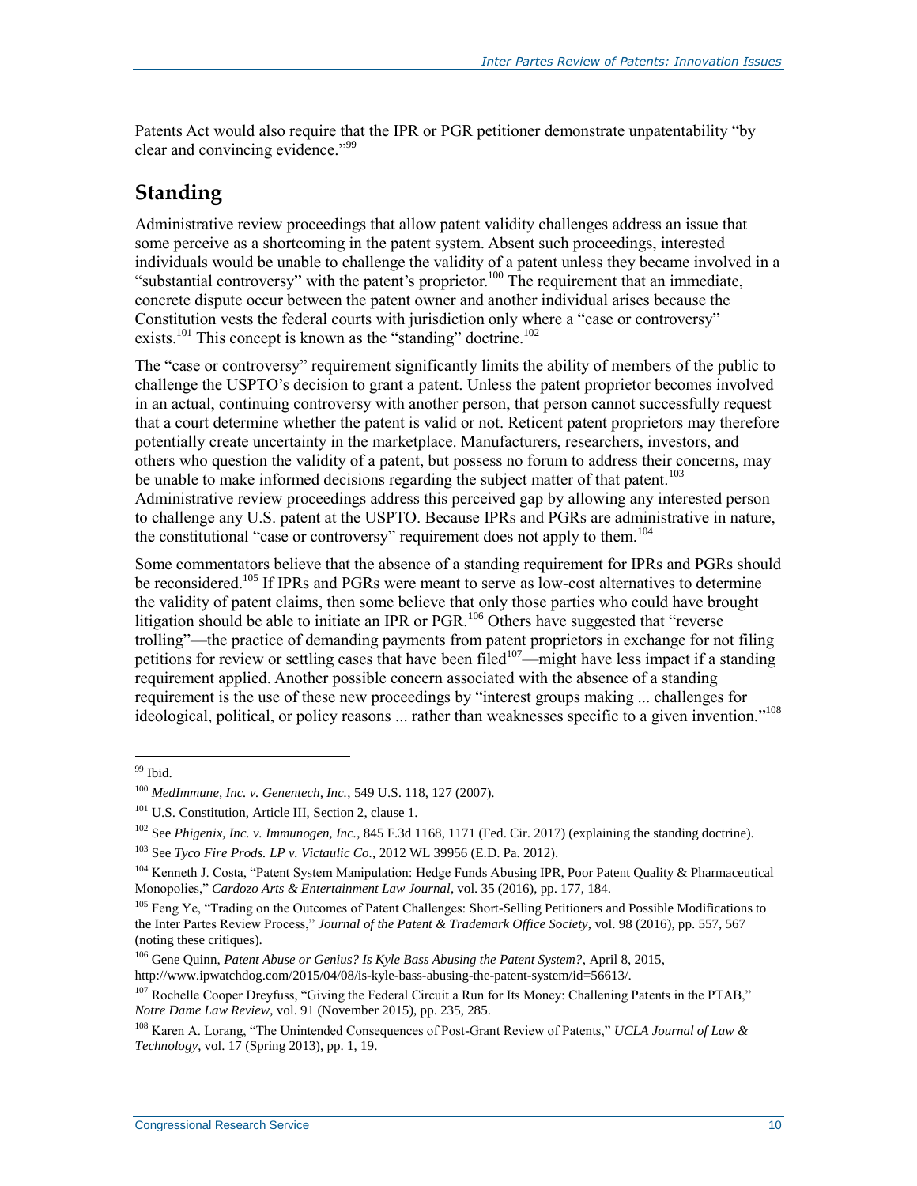Patents Act would also require that the IPR or PGR petitioner demonstrate unpatentability "by clear and convincing evidence."[99]

## Standing

Administrative review proceedings that allow patent validity challenges address an issue that some perceive as a shortcoming in the patent system. Absent such proceedings, interested individuals would be unable to challenge the validity of a patent unless they became involved in a "substantial controversy" with the patent's proprietor.[100] The requirement that an immediate, concrete dispute occur between the patent owner and another individual arises because the Constitution vests the federal courts with jurisdiction only where a "case or controversy" exists.[101] This concept is known as the "standing" doctrine.[102]

The "case or controversy" requirement significantly limits the ability of members of the public to challenge the USPTO's decision to grant a patent. Unless the patent proprietor becomes involved in an actual, continuing controversy with another person, that person cannot successfully request that a court determine whether the patent is valid or not. Reticent patent proprietors may therefore potentially create uncertainty in the marketplace. Manufacturers, researchers, investors, and others who question the validity of a patent, but possess no forum to address their concerns, may be unable to make informed decisions regarding the subject matter of that patent.[103] Administrative review proceedings address this perceived gap by allowing any interested person to challenge any U.S. patent at the USPTO. Because IPRs and PGRs are administrative in nature, the constitutional "case or controversy" requirement does not apply to them.[104]

Some commentators believe that the absence of a standing requirement for IPRs and PGRs should be reconsidered.[105] If IPRs and PGRs were meant to serve as low-cost alternatives to determine the validity of patent claims, then some believe that only those parties who could have brought litigation should be able to initiate an IPR or PGR.[106] Others have suggested that "reverse trolling"—the practice of demanding payments from patent proprietors in exchange for not filing petitions for review or settling cases that have been filed[107]—might have less impact if a standing requirement applied. Another possible concern associated with the absence of a standing requirement is the use of these new proceedings by "interest groups making ... challenges for ideological, political, or policy reasons ... rather than weaknesses specific to a given invention."[108]

---

[99] Ibid.

[100] *MedImmune, Inc. v. Genentech, Inc.*, 549 U.S. 118, 127 (2007).

[101] U.S. Constitution, Article III, Section 2, clause 1.

[102] See *Phigenix, Inc. v. Immunogen, Inc.*, 845 F.3d 1168, 1171 (Fed. Cir. 2017) (explaining the standing doctrine).

[103] See *Tyco Fire Prods. LP v. Victaulic Co.*, 2012 WL 39956 (E.D. Pa. 2012).

[104] Kenneth J. Costa, "Patent System Manipulation: Hedge Funds Abusing IPR, Poor Patent Quality & Pharmaceutical Monopolies," *Cardozo Arts & Entertainment Law Journal*, vol. 35 (2016), pp. 177, 184.

[105] Feng Ye, "Trading on the Outcomes of Patent Challenges: Short-Selling Petitioners and Possible Modifications to the Inter Partes Review Process," *Journal of the Patent & Trademark Office Society*, vol. 98 (2016), pp. 557, 567 (noting these critiques).

[106] Gene Quinn, *Patent Abuse or Genius? Is Kyle Bass Abusing the Patent System?*, April 8, 2015, http://www.ipwatchdog.com/2015/04/08/is-kyle-bass-abusing-the-patent-system/id=56613/.

[107] Rochelle Cooper Dreyfuss, "Giving the Federal Circuit a Run for Its Money: Challenging Patents in the PTAB," *Notre Dame Law Review*, vol. 91 (November 2015), pp. 235, 285.

[108] Karen A. Lorang, "The Unintended Consequences of Post-Grant Review of Patents," *UCLA Journal of Law & Technology*, vol. 17 (Spring 2013), pp. 1, 19.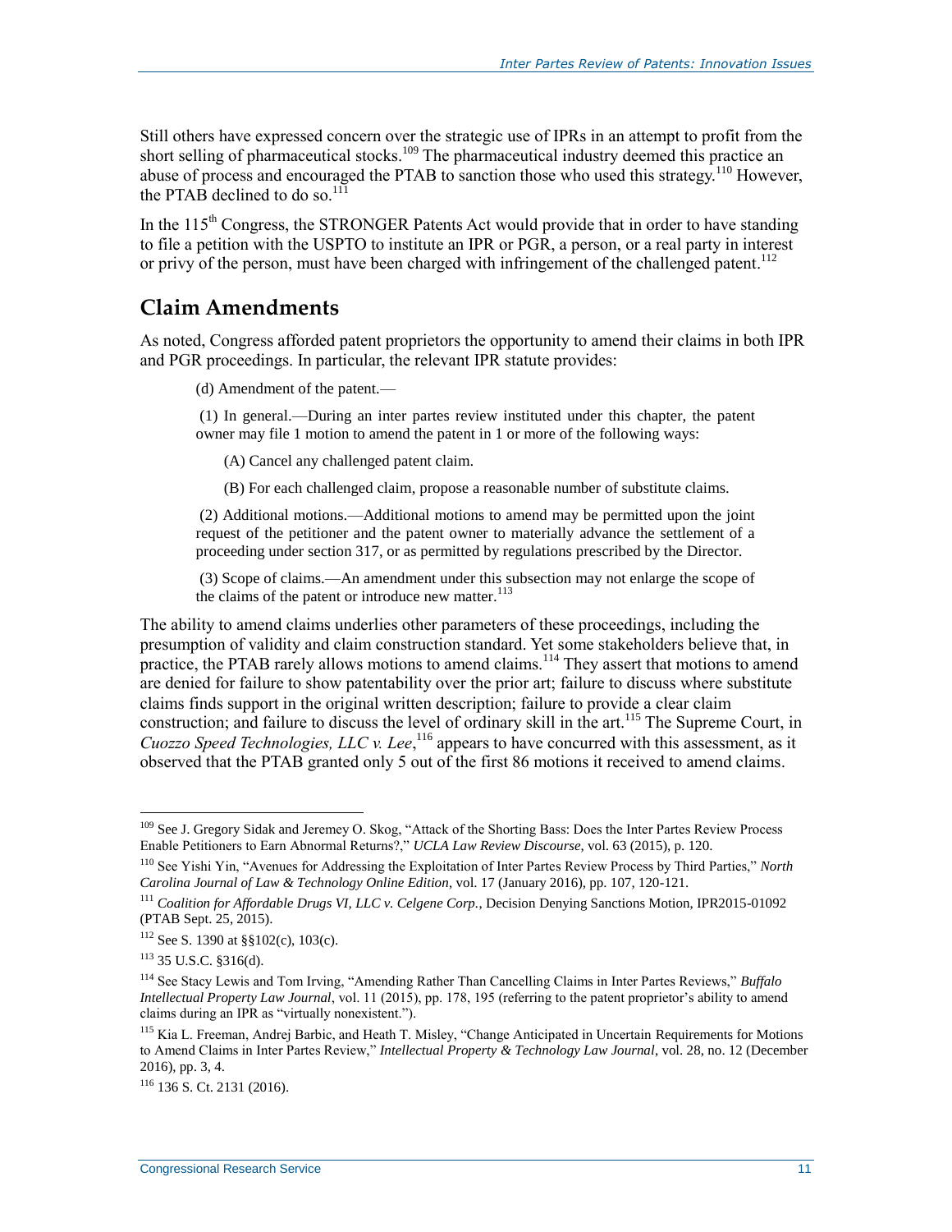Still others have expressed concern over the strategic use of IPRs in an attempt to profit from the short selling of pharmaceutical stocks.[109] The pharmaceutical industry deemed this practice an abuse of process and encouraged the PTAB to sanction those who used this strategy.[110] However, the PTAB declined to do so.[111]

In the 115th Congress, the STRONGER Patents Act would provide that in order to have standing to file a petition with the USPTO to institute an IPR or PGR, a person, or a real party in interest or privy of the person, must have been charged with infringement of the challenged patent.[112]

## Claim Amendments

As noted, Congress afforded patent proprietors the opportunity to amend their claims in both IPR and PGR proceedings. In particular, the relevant IPR statute provides:

> (d) Amendment of the patent.—
>
> (1) In general.—During an inter partes review instituted under this chapter, the patent owner may file 1 motion to amend the patent in 1 or more of the following ways:
>
> (A) Cancel any challenged patent claim.
>
> (B) For each challenged claim, propose a reasonable number of substitute claims.
>
> (2) Additional motions.—Additional motions to amend may be permitted upon the joint request of the petitioner and the patent owner to materially advance the settlement of a proceeding under section 317, or as permitted by regulations prescribed by the Director.
>
> (3) Scope of claims.—An amendment under this subsection may not enlarge the scope of the claims of the patent or introduce new matter.[113]

The ability to amend claims underlies other parameters of these proceedings, including the presumption of validity and claim construction standard. Yet some stakeholders believe that, in practice, the PTAB rarely allows motions to amend claims.[114] They assert that motions to amend are denied for failure to show patentability over the prior art; failure to discuss where substitute claims finds support in the original written description; failure to provide a clear claim construction; and failure to discuss the level of ordinary skill in the art.[115] The Supreme Court, in *Cuozzo Speed Technologies, LLC v. Lee*,[116] appears to have concurred with this assessment, as it observed that the PTAB granted only 5 out of the first 86 motions it received to amend claims.

---

[109] See J. Gregory Sidak and Jeremey O. Skog, "Attack of the Shorting Bass: Does the Inter Partes Review Process Enable Petitioners to Earn Abnormal Returns?," *UCLA Law Review Discourse*, vol. 63 (2015), p. 120.

[110] See Yishi Yin, "Avenues for Addressing the Exploitation of Inter Partes Review Process by Third Parties," *North Carolina Journal of Law & Technology Online Edition*, vol. 17 (January 2016), pp. 107, 120-121.

[111] *Coalition for Affordable Drugs VI, LLC v. Celgene Corp.*, Decision Denying Sanctions Motion, IPR2015-01092 (PTAB Sept. 25, 2015).

[112] See S. 1390 at §§102(c), 103(c).

[113] 35 U.S.C. §316(d).

[114] See Stacy Lewis and Tom Irving, "Amending Rather Than Cancelling Claims in Inter Partes Reviews," *Buffalo Intellectual Property Law Journal*, vol. 11 (2015), pp. 178, 195 (referring to the patent proprietor's ability to amend claims during an IPR as "virtually nonexistent.").

[115] Kia L. Freeman, Andrej Barbic, and Heath T. Misley, "Change Anticipated in Uncertain Requirements for Motions to Amend Claims in Inter Partes Review," *Intellectual Property & Technology Law Journal*, vol. 28, no. 12 (December 2016), pp. 3, 4.

[116] 136 S. Ct. 2131 (2016).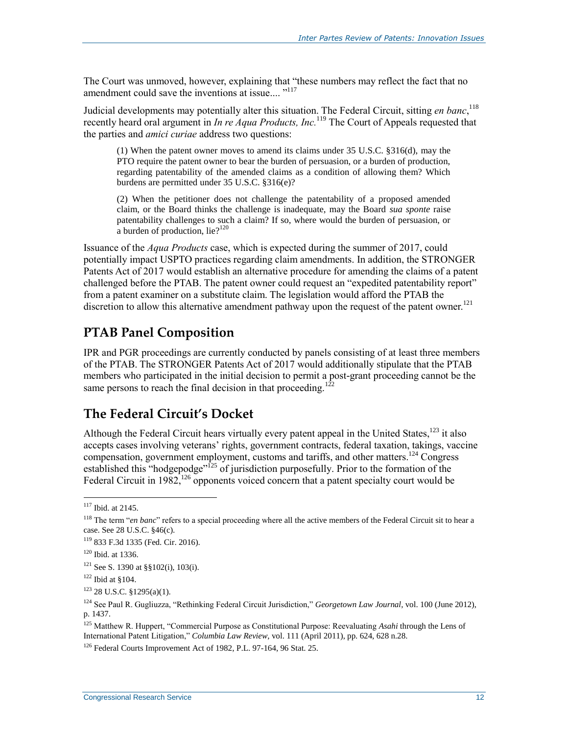The Court was unmoved, however, explaining that "these numbers may reflect the fact that no amendment could save the inventions at issue.... "[117]

Judicial developments may potentially alter this situation. The Federal Circuit, sitting *en banc*,[118] recently heard oral argument in *In re Aqua Products, Inc.*[119] The Court of Appeals requested that the parties and *amici curiae* address two questions:

> (1) When the patent owner moves to amend its claims under 35 U.S.C. §316(d), may the PTO require the patent owner to bear the burden of persuasion, or a burden of production, regarding patentability of the amended claims as a condition of allowing them? Which burdens are permitted under 35 U.S.C. §316(e)?
>
> (2) When the petitioner does not challenge the patentability of a proposed amended claim, or the Board thinks the challenge is inadequate, may the Board *sua sponte* raise patentability challenges to such a claim? If so, where would the burden of persuasion, or a burden of production, lie?[120]

Issuance of the *Aqua Products* case, which is expected during the summer of 2017, could potentially impact USPTO practices regarding claim amendments. In addition, the STRONGER Patents Act of 2017 would establish an alternative procedure for amending the claims of a patent challenged before the PTAB. The patent owner could request an "expedited patentability report" from a patent examiner on a substitute claim. The legislation would afford the PTAB the discretion to allow this alternative amendment pathway upon the request of the patent owner.[121]

## PTAB Panel Composition

IPR and PGR proceedings are currently conducted by panels consisting of at least three members of the PTAB. The STRONGER Patents Act of 2017 would additionally stipulate that the PTAB members who participated in the initial decision to permit a post-grant proceeding cannot be the same persons to reach the final decision in that proceeding.[122]

## The Federal Circuit's Docket

Although the Federal Circuit hears virtually every patent appeal in the United States,[123] it also accepts cases involving veterans' rights, government contracts, federal taxation, takings, vaccine compensation, government employment, customs and tariffs, and other matters.[124] Congress established this "hodgepodge"[125] of jurisdiction purposefully. Prior to the formation of the Federal Circuit in 1982,[126] opponents voiced concern that a patent specialty court would be

---

[117] Ibid. at 2145.

[118] The term "*en banc*" refers to a special proceeding where all the active members of the Federal Circuit sit to hear a case. See 28 U.S.C. §46(c).

[119] 833 F.3d 1335 (Fed. Cir. 2016).

[120] Ibid. at 1336.

[121] See S. 1390 at §§102(i), 103(i).

[122] Ibid at §104.

[123] 28 U.S.C. §1295(a)(1).

[124] See Paul R. Gugliuzza, "Rethinking Federal Circuit Jurisdiction," *Georgetown Law Journal*, vol. 100 (June 2012), p. 1437.

[125] Matthew R. Huppert, "Commercial Purpose as Constitutional Purpose: Reevaluating *Asahi* through the Lens of International Patent Litigation," *Columbia Law Review*, vol. 111 (April 2011), pp. 624, 628 n.28.

[126] Federal Courts Improvement Act of 1982, P.L. 97-164, 96 Stat. 25.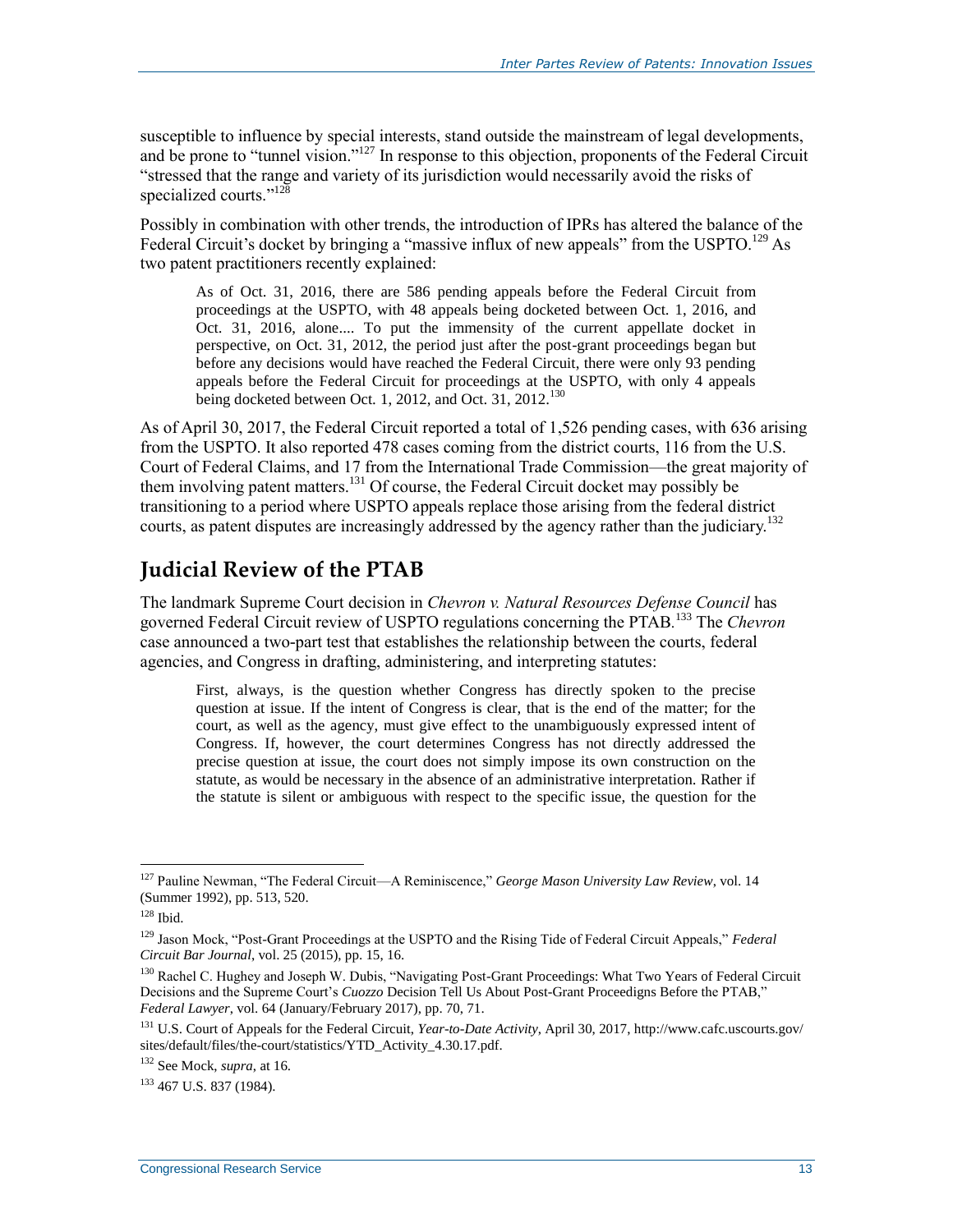susceptible to influence by special interests, stand outside the mainstream of legal developments, and be prone to "tunnel vision."[127] In response to this objection, proponents of the Federal Circuit "stressed that the range and variety of its jurisdiction would necessarily avoid the risks of specialized courts."[128]

Possibly in combination with other trends, the introduction of IPRs has altered the balance of the Federal Circuit's docket by bringing a "massive influx of new appeals" from the USPTO.[129] As two patent practitioners recently explained:

> As of Oct. 31, 2016, there are 586 pending appeals before the Federal Circuit from proceedings at the USPTO, with 48 appeals being docketed between Oct. 1, 2016, and Oct. 31, 2016, alone.... To put the immensity of the current appellate docket in perspective, on Oct. 31, 2012, the period just after the post-grant proceedings began but before any decisions would have reached the Federal Circuit, there were only 93 pending appeals before the Federal Circuit for proceedings at the USPTO, with only 4 appeals being docketed between Oct. 1, 2012, and Oct. 31, 2012.[130]

As of April 30, 2017, the Federal Circuit reported a total of 1,526 pending cases, with 636 arising from the USPTO. It also reported 478 cases coming from the district courts, 116 from the U.S. Court of Federal Claims, and 17 from the International Trade Commission—the great majority of them involving patent matters.[131] Of course, the Federal Circuit docket may possibly be transitioning to a period where USPTO appeals replace those arising from the federal district courts, as patent disputes are increasingly addressed by the agency rather than the judiciary.[132]

## Judicial Review of the PTAB

The landmark Supreme Court decision in *Chevron v. Natural Resources Defense Council* has governed Federal Circuit review of USPTO regulations concerning the PTAB.[133] The *Chevron* case announced a two-part test that establishes the relationship between the courts, federal agencies, and Congress in drafting, administering, and interpreting statutes:

> First, always, is the question whether Congress has directly spoken to the precise question at issue. If the intent of Congress is clear, that is the end of the matter; for the court, as well as the agency, must give effect to the unambiguously expressed intent of Congress. If, however, the court determines Congress has not directly addressed the precise question at issue, the court does not simply impose its own construction on the statute, as would be necessary in the absence of an administrative interpretation. Rather if the statute is silent or ambiguous with respect to the specific issue, the question for the

---

[127] Pauline Newman, "The Federal Circuit—A Reminiscence," *George Mason University Law Review*, vol. 14 (Summer 1992), pp. 513, 520.

[128] Ibid.

[129] Jason Mock, "Post-Grant Proceedings at the USPTO and the Rising Tide of Federal Circuit Appeals," *Federal Circuit Bar Journal*, vol. 25 (2015), pp. 15, 16.

[130] Rachel C. Hughey and Joseph W. Dubis, "Navigating Post-Grant Proceedings: What Two Years of Federal Circuit Decisions and the Supreme Court's *Cuozzo* Decision Tell Us About Post-Grant Proceedigns Before the PTAB," *Federal Lawyer*, vol. 64 (January/February 2017), pp. 70, 71.

[131] U.S. Court of Appeals for the Federal Circuit, *Year-to-Date Activity*, April 30, 2017, http://www.cafc.uscourts.gov/sites/default/files/the-court/statistics/YTD_Activity_4.30.17.pdf.

[132] See Mock, *supra*, at 16.

[133] 467 U.S. 837 (1984).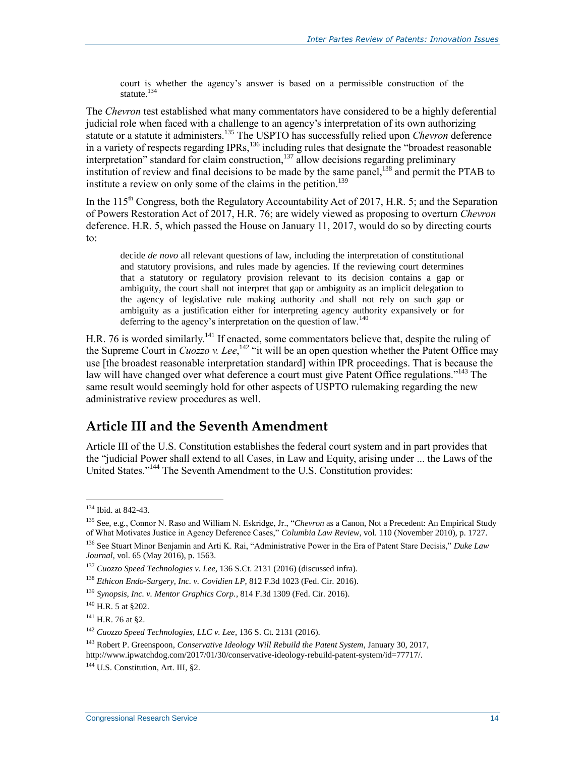> court is whether the agency's answer is based on a permissible construction of the statute.[134]

The *Chevron* test established what many commentators have considered to be a highly deferential judicial role when faced with a challenge to an agency's interpretation of its own authorizing statute or a statute it administers.[135] The USPTO has successfully relied upon *Chevron* deference in a variety of respects regarding IPRs,[136] including rules that designate the "broadest reasonable interpretation" standard for claim construction,[137] allow decisions regarding preliminary institution of review and final decisions to be made by the same panel,[138] and permit the PTAB to institute a review on only some of the claims in the petition.[139]

In the 115th Congress, both the Regulatory Accountability Act of 2017, H.R. 5; and the Separation of Powers Restoration Act of 2017, H.R. 76; are widely viewed as proposing to overturn *Chevron* deference. H.R. 5, which passed the House on January 11, 2017, would do so by directing courts to:

> decide *de novo* all relevant questions of law, including the interpretation of constitutional and statutory provisions, and rules made by agencies. If the reviewing court determines that a statutory or regulatory provision relevant to its decision contains a gap or ambiguity, the court shall not interpret that gap or ambiguity as an implicit delegation to the agency of legislative rule making authority and shall not rely on such gap or ambiguity as a justification either for interpreting agency authority expansively or for deferring to the agency's interpretation on the question of law.[140]

H.R. 76 is worded similarly.[141] If enacted, some commentators believe that, despite the ruling of the Supreme Court in *Cuozzo v. Lee*,[142] "it will be an open question whether the Patent Office may use [the broadest reasonable interpretation standard] within IPR proceedings. That is because the law will have changed over what deference a court must give Patent Office regulations."[143] The same result would seemingly hold for other aspects of USPTO rulemaking regarding the new administrative review procedures as well.

## Article III and the Seventh Amendment

Article III of the U.S. Constitution establishes the federal court system and in part provides that the "judicial Power shall extend to all Cases, in Law and Equity, arising under ... the Laws of the United States."[144] The Seventh Amendment to the U.S. Constitution provides:

---

[134] Ibid. at 842-43.

[135] See, e.g., Connor N. Raso and William N. Eskridge, Jr., "*Chevron* as a Canon, Not a Precedent: An Empirical Study of What Motivates Justice in Agency Deference Cases," *Columbia Law Review*, vol. 110 (November 2010), p. 1727.

[136] See Stuart Minor Benjamin and Arti K. Rai, "Administrative Power in the Era of Patent Stare Decisis," *Duke Law Journal*, vol. 65 (May 2016), p. 1563.

[137] *Cuozzo Speed Technologies v. Lee*, 136 S.Ct. 2131 (2016) (discussed infra).

[138] *Ethicon Endo-Surgery, Inc. v. Covidien LP*, 812 F.3d 1023 (Fed. Cir. 2016).

[139] *Synopsis, Inc. v. Mentor Graphics Corp.*, 814 F.3d 1309 (Fed. Cir. 2016).

[140] H.R. 5 at §202.

[141] H.R. 76 at §2.

[142] *Cuozzo Speed Technologies, LLC v. Lee*, 136 S. Ct. 2131 (2016).

[143] Robert P. Greenspoon, *Conservative Ideology Will Rebuild the Patent System*, January 30, 2017, http://www.ipwatchdog.com/2017/01/30/conservative-ideology-rebuild-patent-system/id=77717/.

[144] U.S. Constitution, Art. III, §2.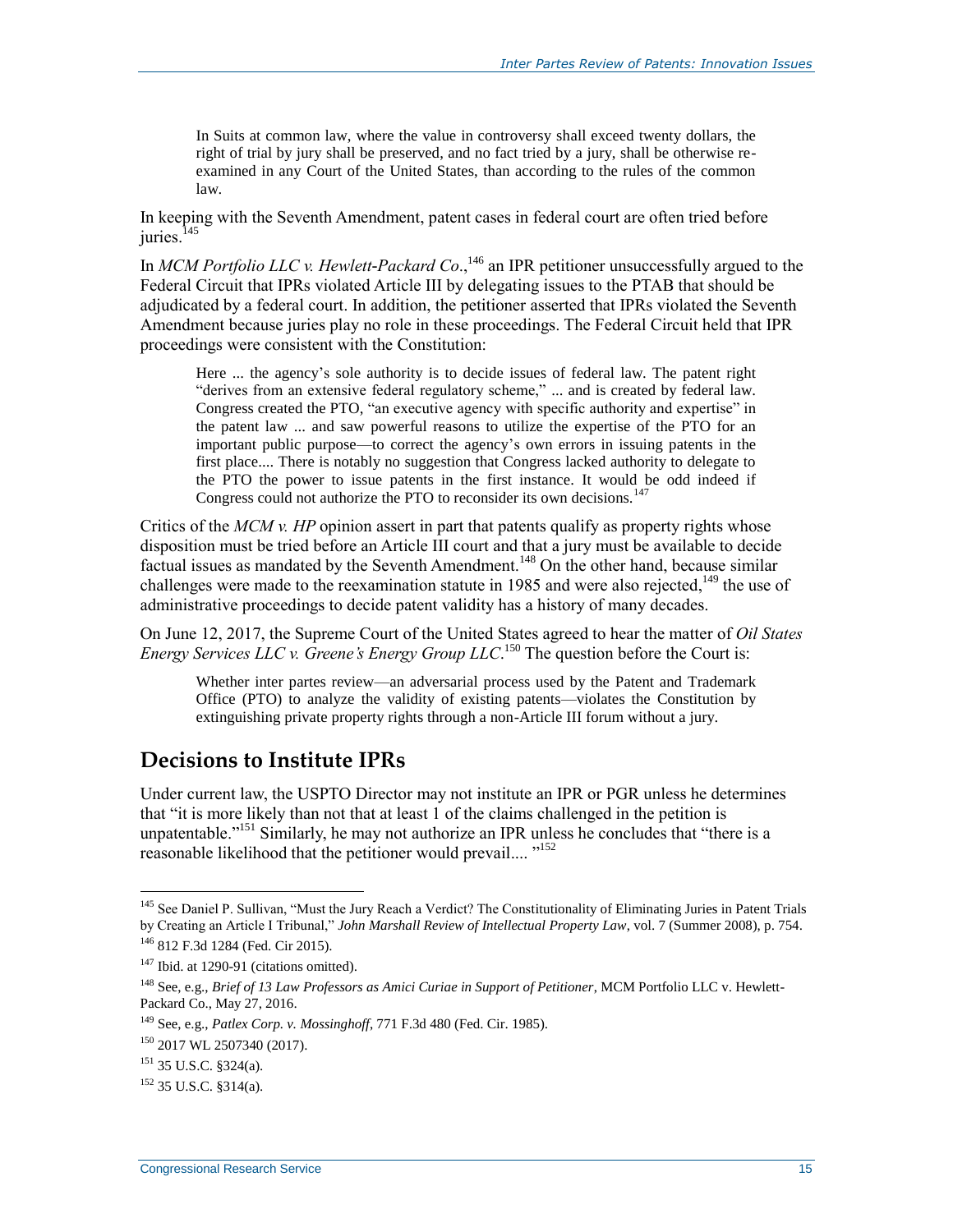> In Suits at common law, where the value in controversy shall exceed twenty dollars, the right of trial by jury shall be preserved, and no fact tried by a jury, shall be otherwise re-examined in any Court of the United States, than according to the rules of the common law.

In keeping with the Seventh Amendment, patent cases in federal court are often tried before juries.[145]

In *MCM Portfolio LLC v. Hewlett-Packard Co*.,[146] an IPR petitioner unsuccessfully argued to the Federal Circuit that IPRs violated Article III by delegating issues to the PTAB that should be adjudicated by a federal court. In addition, the petitioner asserted that IPRs violated the Seventh Amendment because juries play no role in these proceedings. The Federal Circuit held that IPR proceedings were consistent with the Constitution:

> Here ... the agency's sole authority is to decide issues of federal law. The patent right "derives from an extensive federal regulatory scheme," ... and is created by federal law. Congress created the PTO, "an executive agency with specific authority and expertise" in the patent law ... and saw powerful reasons to utilize the expertise of the PTO for an important public purpose—to correct the agency's own errors in issuing patents in the first place.... There is notably no suggestion that Congress lacked authority to delegate to the PTO the power to issue patents in the first instance. It would be odd indeed if Congress could not authorize the PTO to reconsider its own decisions.[147]

Critics of the *MCM v. HP* opinion assert in part that patents qualify as property rights whose disposition must be tried before an Article III court and that a jury must be available to decide factual issues as mandated by the Seventh Amendment.[148] On the other hand, because similar challenges were made to the reexamination statute in 1985 and were also rejected,[149] the use of administrative proceedings to decide patent validity has a history of many decades.

On June 12, 2017, the Supreme Court of the United States agreed to hear the matter of *Oil States Energy Services LLC v. Greene's Energy Group LLC*.[150] The question before the Court is:

> Whether inter partes review—an adversarial process used by the Patent and Trademark Office (PTO) to analyze the validity of existing patents—violates the Constitution by extinguishing private property rights through a non-Article III forum without a jury.

## Decisions to Institute IPRs

Under current law, the USPTO Director may not institute an IPR or PGR unless he determines that "it is more likely than not that at least 1 of the claims challenged in the petition is unpatentable."[151] Similarly, he may not authorize an IPR unless he concludes that "there is a reasonable likelihood that the petitioner would prevail.... "[152]

---

[145] See Daniel P. Sullivan, "Must the Jury Reach a Verdict? The Constitutionality of Eliminating Juries in Patent Trials by Creating an Article I Tribunal," *John Marshall Review of Intellectual Property Law*, vol. 7 (Summer 2008), p. 754.

[146] 812 F.3d 1284 (Fed. Cir 2015).

[147] Ibid. at 1290-91 (citations omitted).

[148] See, e.g., *Brief of 13 Law Professors as Amici Curiae in Support of Petitioner*, MCM Portfolio LLC v. Hewlett-Packard Co., May 27, 2016.

[149] See, e.g., *Patlex Corp. v. Mossinghoff*, 771 F.3d 480 (Fed. Cir. 1985).

[150] 2017 WL 2507340 (2017).

[151] 35 U.S.C. §324(a).

[152] 35 U.S.C. §314(a).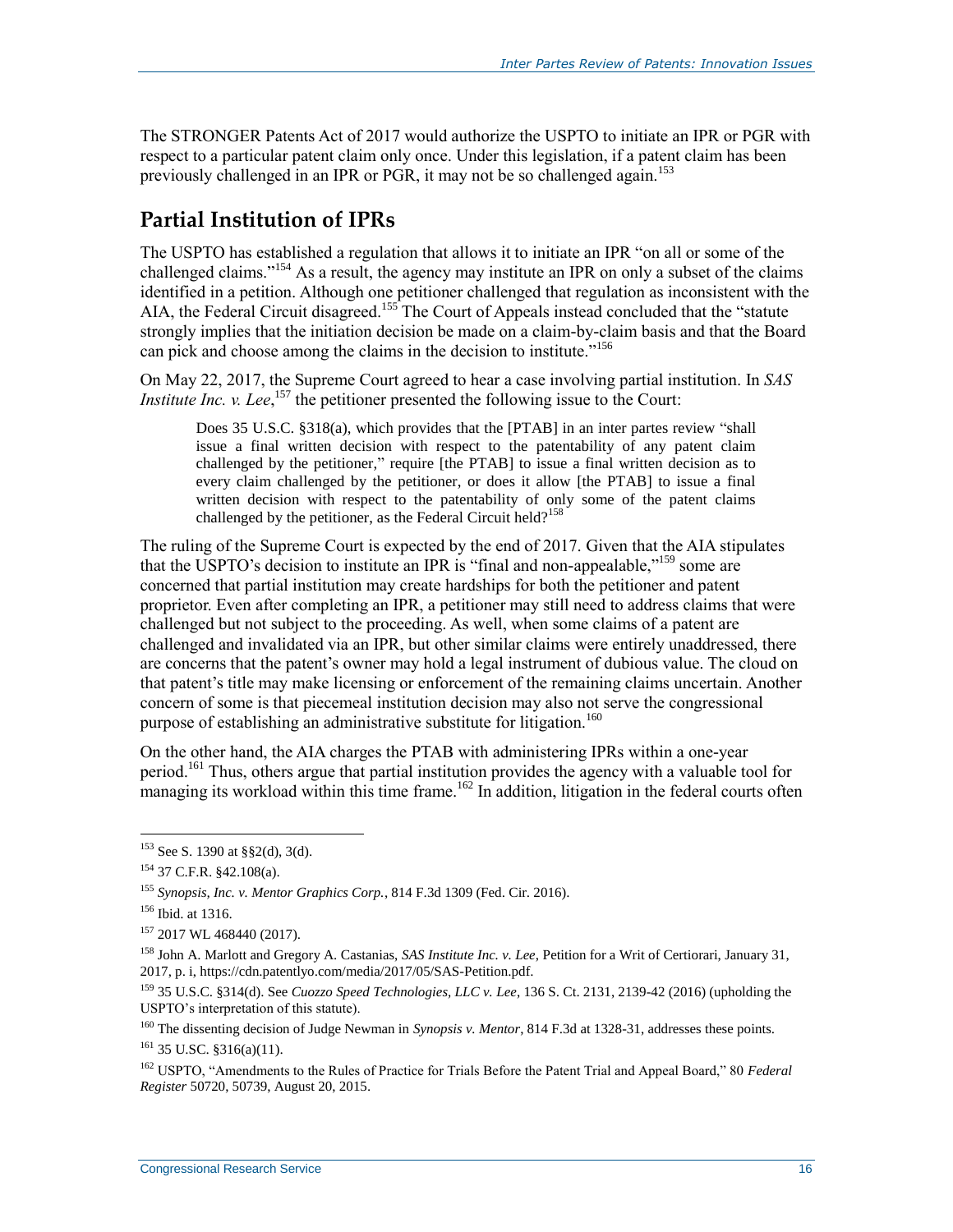The STRONGER Patents Act of 2017 would authorize the USPTO to initiate an IPR or PGR with respect to a particular patent claim only once. Under this legislation, if a patent claim has been previously challenged in an IPR or PGR, it may not be so challenged again.[153]

## Partial Institution of IPRs

The USPTO has established a regulation that allows it to initiate an IPR "on all or some of the challenged claims."[154] As a result, the agency may institute an IPR on only a subset of the claims identified in a petition. Although one petitioner challenged that regulation as inconsistent with the AIA, the Federal Circuit disagreed.[155] The Court of Appeals instead concluded that the "statute strongly implies that the initiation decision be made on a claim-by-claim basis and that the Board can pick and choose among the claims in the decision to institute."[156]

On May 22, 2017, the Supreme Court agreed to hear a case involving partial institution. In *SAS Institute Inc. v. Lee*,[157] the petitioner presented the following issue to the Court:

> Does 35 U.S.C. §318(a), which provides that the [PTAB] in an inter partes review "shall issue a final written decision with respect to the patentability of any patent claim challenged by the petitioner," require [the PTAB] to issue a final written decision as to every claim challenged by the petitioner, or does it allow [the PTAB] to issue a final written decision with respect to the patentability of only some of the patent claims challenged by the petitioner, as the Federal Circuit held?[158]

The ruling of the Supreme Court is expected by the end of 2017. Given that the AIA stipulates that the USPTO's decision to institute an IPR is "final and non-appealable,"[159] some are concerned that partial institution may create hardships for both the petitioner and patent proprietor. Even after completing an IPR, a petitioner may still need to address claims that were challenged but not subject to the proceeding. As well, when some claims of a patent are challenged and invalidated via an IPR, but other similar claims were entirely unaddressed, there are concerns that the patent's owner may hold a legal instrument of dubious value. The cloud on that patent's title may make licensing or enforcement of the remaining claims uncertain. Another concern of some is that piecemeal institution decision may also not serve the congressional purpose of establishing an administrative substitute for litigation.[160]

On the other hand, the AIA charges the PTAB with administering IPRs within a one-year period.[161] Thus, others argue that partial institution provides the agency with a valuable tool for managing its workload within this time frame.[162] In addition, litigation in the federal courts often

---

[153] See S. 1390 at §§2(d), 3(d).

[154] 37 C.F.R. §42.108(a).

[155] *Synopsis, Inc. v. Mentor Graphics Corp.*, 814 F.3d 1309 (Fed. Cir. 2016).

[156] Ibid. at 1316.

[157] 2017 WL 468440 (2017).

[158] John A. Marlott and Gregory A. Castanias, *SAS Institute Inc. v. Lee*, Petition for a Writ of Certiorari, January 31, 2017, p. i, https://cdn.patentlyo.com/media/2017/05/SAS-Petition.pdf.

[159] 35 U.S.C. §314(d). See *Cuozzo Speed Technologies, LLC v. Lee*, 136 S. Ct. 2131, 2139-42 (2016) (upholding the USPTO's interpretation of this statute).

[160] The dissenting decision of Judge Newman in *Synopsis v. Mentor*, 814 F.3d at 1328-31, addresses these points.

[161] 35 U.SC. §316(a)(11).

[162] USPTO, "Amendments to the Rules of Practice for Trials Before the Patent Trial and Appeal Board," 80 *Federal Register* 50720, 50739, August 20, 2015.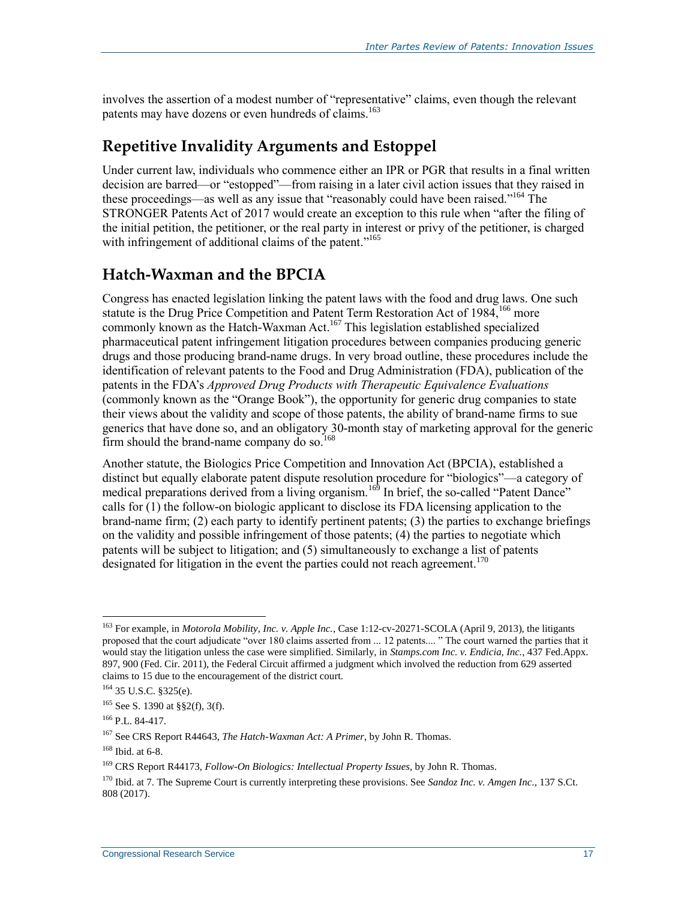involves the assertion of a modest number of "representative" claims, even though the relevant patents may have dozens or even hundreds of claims.[163]

## Repetitive Invalidity Arguments and Estoppel

Under current law, individuals who commence either an IPR or PGR that results in a final written decision are barred—or "estopped"—from raising in a later civil action issues that they raised in these proceedings—as well as any issue that "reasonably could have been raised."[164] The STRONGER Patents Act of 2017 would create an exception to this rule when "after the filing of the initial petition, the petitioner, or the real party in interest or privy of the petitioner, is charged with infringement of additional claims of the patent."[165]

## Hatch-Waxman and the BPCIA

Congress has enacted legislation linking the patent laws with the food and drug laws. One such statute is the Drug Price Competition and Patent Term Restoration Act of 1984,[166] more commonly known as the Hatch-Waxman Act.[167] This legislation established specialized pharmaceutical patent infringement litigation procedures between companies producing generic drugs and those producing brand-name drugs. In very broad outline, these procedures include the identification of relevant patents to the Food and Drug Administration (FDA), publication of the patents in the FDA's *Approved Drug Products with Therapeutic Equivalence Evaluations* (commonly known as the "Orange Book"), the opportunity for generic drug companies to state their views about the validity and scope of those patents, the ability of brand-name firms to sue generics that have done so, and an obligatory 30-month stay of marketing approval for the generic firm should the brand-name company do so.[168]

Another statute, the Biologics Price Competition and Innovation Act (BPCIA), established a distinct but equally elaborate patent dispute resolution procedure for "biologics"—a category of medical preparations derived from a living organism.[169] In brief, the so-called "Patent Dance" calls for (1) the follow-on biologic applicant to disclose its FDA licensing application to the brand-name firm; (2) each party to identify pertinent patents; (3) the parties to exchange briefings on the validity and possible infringement of those patents; (4) the parties to negotiate which patents will be subject to litigation; and (5) simultaneously to exchange a list of patents designated for litigation in the event the parties could not reach agreement.[170]

---

[163] For example, in *Motorola Mobility, Inc. v. Apple Inc.*, Case 1:12-cv-20271-SCOLA (April 9, 2013), the litigants proposed that the court adjudicate "over 180 claims asserted from ... 12 patents.... " The court warned the parties that it would stay the litigation unless the case were simplified. Similarly, in *Stamps.com Inc. v. Endicia, Inc.*, 437 Fed.Appx. 897, 900 (Fed. Cir. 2011), the Federal Circuit affirmed a judgment which involved the reduction from 629 asserted claims to 15 due to the encouragement of the district court.

[164] 35 U.S.C. §325(e).

[165] See S. 1390 at §§2(f), 3(f).

[166] P.L. 84-417.

[167] See CRS Report R44643, *The Hatch-Waxman Act: A Primer*, by John R. Thomas.

[168] Ibid. at 6-8.

[169] CRS Report R44173, *Follow-On Biologics: Intellectual Property Issues*, by John R. Thomas.

[170] Ibid. at 7. The Supreme Court is currently interpreting these provisions. See *Sandoz Inc. v. Amgen Inc.*, 137 S.Ct. 808 (2017).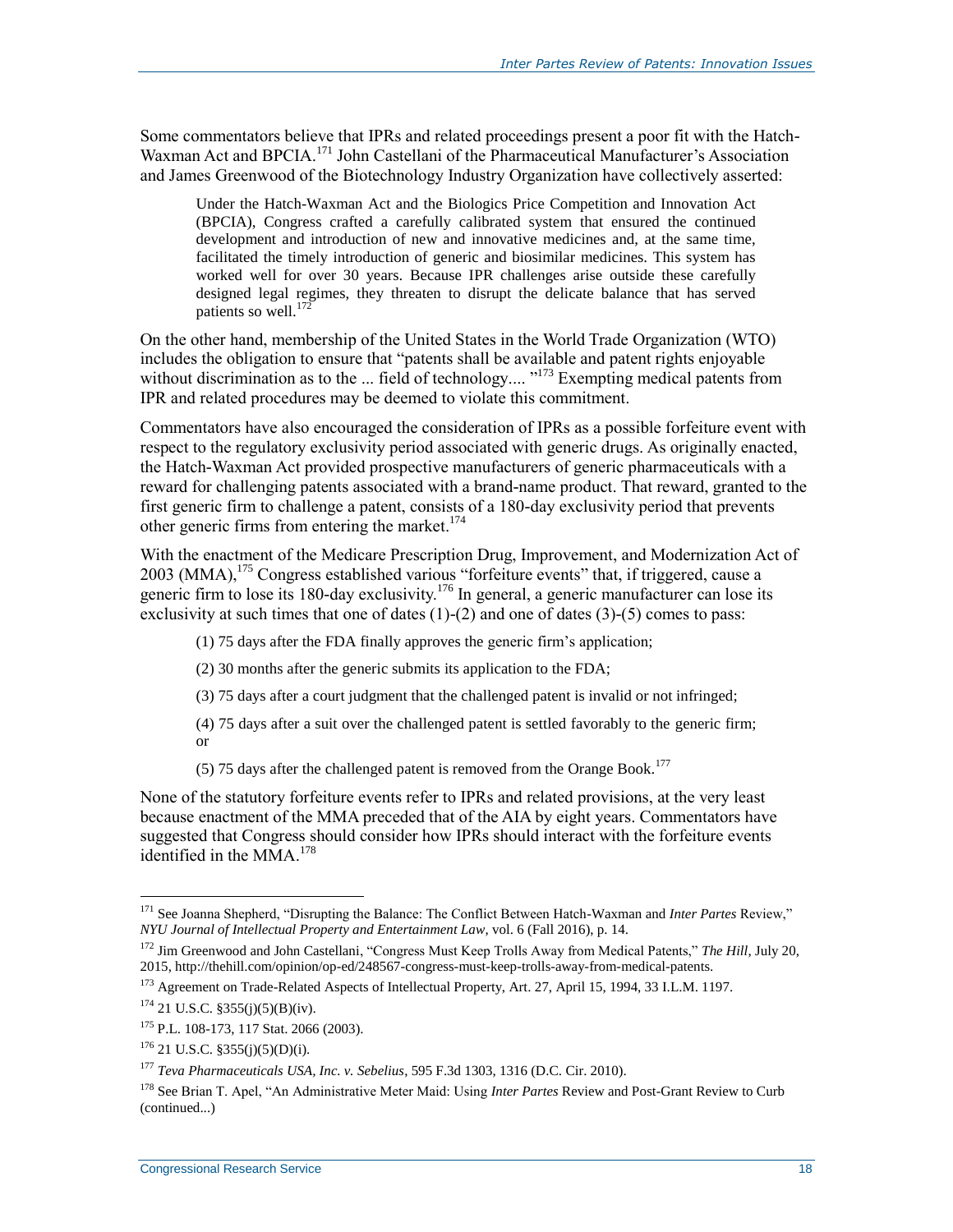Some commentators believe that IPRs and related proceedings present a poor fit with the Hatch-Waxman Act and BPCIA.[171] John Castellani of the Pharmaceutical Manufacturer's Association and James Greenwood of the Biotechnology Industry Organization have collectively asserted:

> Under the Hatch-Waxman Act and the Biologics Price Competition and Innovation Act (BPCIA), Congress crafted a carefully calibrated system that ensured the continued development and introduction of new and innovative medicines and, at the same time, facilitated the timely introduction of generic and biosimilar medicines. This system has worked well for over 30 years. Because IPR challenges arise outside these carefully designed legal regimes, they threaten to disrupt the delicate balance that has served patients so well.[172]

On the other hand, membership of the United States in the World Trade Organization (WTO) includes the obligation to ensure that "patents shall be available and patent rights enjoyable without discrimination as to the ... field of technology.... "[173] Exempting medical patents from IPR and related procedures may be deemed to violate this commitment.

Commentators have also encouraged the consideration of IPRs as a possible forfeiture event with respect to the regulatory exclusivity period associated with generic drugs. As originally enacted, the Hatch-Waxman Act provided prospective manufacturers of generic pharmaceuticals with a reward for challenging patents associated with a brand-name product. That reward, granted to the first generic firm to challenge a patent, consists of a 180-day exclusivity period that prevents other generic firms from entering the market.[174]

With the enactment of the Medicare Prescription Drug, Improvement, and Modernization Act of 2003 (MMA),[175] Congress established various "forfeiture events" that, if triggered, cause a generic firm to lose its 180-day exclusivity.[176] In general, a generic manufacturer can lose its exclusivity at such times that one of dates (1)-(2) and one of dates (3)-(5) comes to pass:

> (1) 75 days after the FDA finally approves the generic firm's application;
>
> (2) 30 months after the generic submits its application to the FDA;
>
> (3) 75 days after a court judgment that the challenged patent is invalid or not infringed;
>
> (4) 75 days after a suit over the challenged patent is settled favorably to the generic firm; or
>
> (5) 75 days after the challenged patent is removed from the Orange Book.[177]

None of the statutory forfeiture events refer to IPRs and related provisions, at the very least because enactment of the MMA preceded that of the AIA by eight years. Commentators have suggested that Congress should consider how IPRs should interact with the forfeiture events identified in the MMA.[178]

---

[171] See Joanna Shepherd, "Disrupting the Balance: The Conflict Between Hatch-Waxman and *Inter Partes* Review," *NYU Journal of Intellectual Property and Entertainment Law*, vol. 6 (Fall 2016), p. 14.

[172] Jim Greenwood and John Castellani, "Congress Must Keep Trolls Away from Medical Patents," *The Hill*, July 20, 2015, http://thehill.com/opinion/op-ed/248567-congress-must-keep-trolls-away-from-medical-patents.

[173] Agreement on Trade-Related Aspects of Intellectual Property, Art. 27, April 15, 1994, 33 I.L.M. 1197.

[174] 21 U.S.C. §355(j)(5)(B)(iv).

[175] P.L. 108-173, 117 Stat. 2066 (2003).

[176] 21 U.S.C. §355(j)(5)(D)(i).

[177] *Teva Pharmaceuticals USA, Inc. v. Sebelius*, 595 F.3d 1303, 1316 (D.C. Cir. 2010).

[178] See Brian T. Apel, "An Administrative Meter Maid: Using *Inter Partes* Review and Post-Grant Review to Curb (continued...)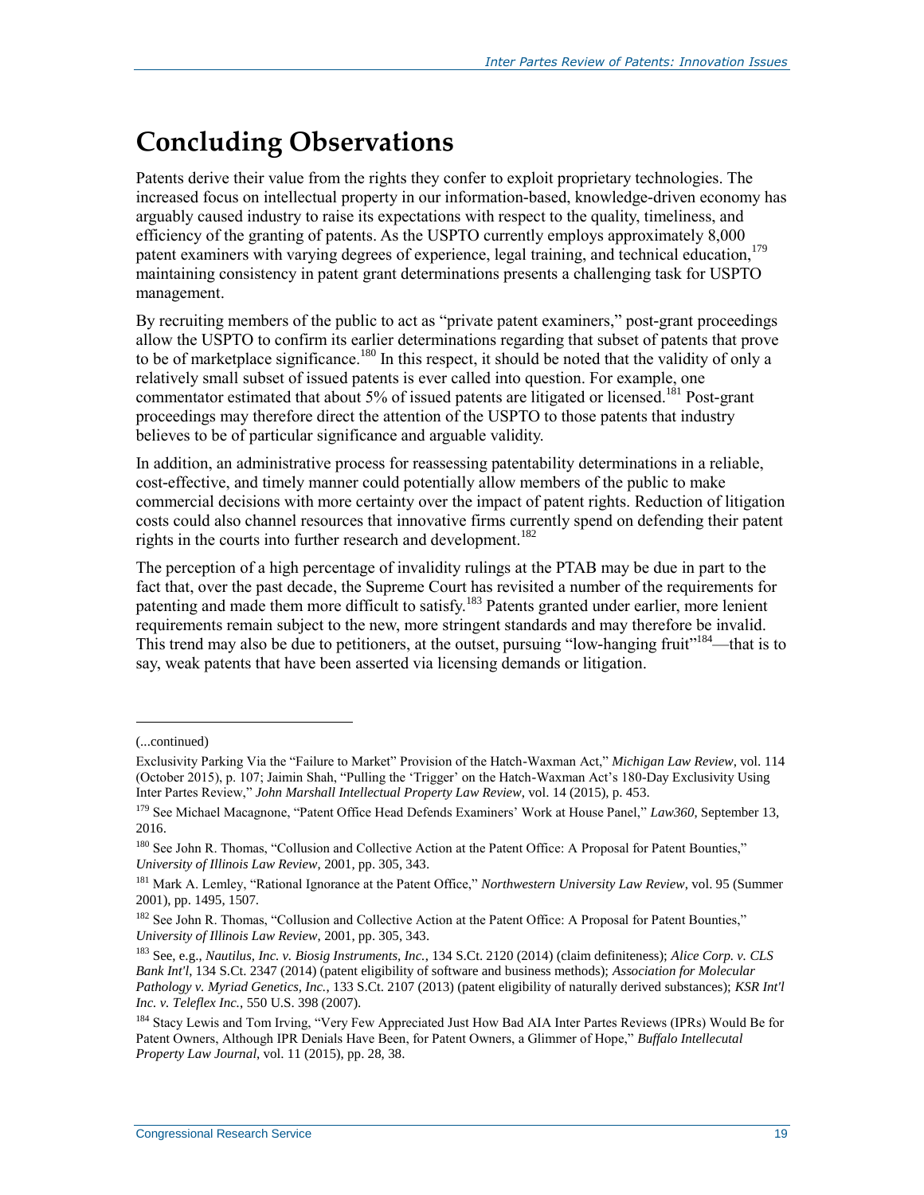# Concluding Observations

Patents derive their value from the rights they confer to exploit proprietary technologies. The increased focus on intellectual property in our information-based, knowledge-driven economy has arguably caused industry to raise its expectations with respect to the quality, timeliness, and efficiency of the granting of patents. As the USPTO currently employs approximately 8,000 patent examiners with varying degrees of experience, legal training, and technical education,[179] maintaining consistency in patent grant determinations presents a challenging task for USPTO management.

By recruiting members of the public to act as "private patent examiners," post-grant proceedings allow the USPTO to confirm its earlier determinations regarding that subset of patents that prove to be of marketplace significance.[180] In this respect, it should be noted that the validity of only a relatively small subset of issued patents is ever called into question. For example, one commentator estimated that about 5% of issued patents are litigated or licensed.[181] Post-grant proceedings may therefore direct the attention of the USPTO to those patents that industry believes to be of particular significance and arguable validity.

In addition, an administrative process for reassessing patentability determinations in a reliable, cost-effective, and timely manner could potentially allow members of the public to make commercial decisions with more certainty over the impact of patent rights. Reduction of litigation costs could also channel resources that innovative firms currently spend on defending their patent rights in the courts into further research and development.[182]

The perception of a high percentage of invalidity rulings at the PTAB may be due in part to the fact that, over the past decade, the Supreme Court has revisited a number of the requirements for patenting and made them more difficult to satisfy.[183] Patents granted under earlier, more lenient requirements remain subject to the new, more stringent standards and may therefore be invalid. This trend may also be due to petitioners, at the outset, pursuing "low-hanging fruit"[184]—that is to say, weak patents that have been asserted via licensing demands or litigation.

---

(...continued)

Exclusivity Parking Via the "Failure to Market" Provision of the Hatch-Waxman Act," *Michigan Law Review*, vol. 114 (October 2015), p. 107; Jaimin Shah, "Pulling the 'Trigger' on the Hatch-Waxman Act's 180-Day Exclusivity Using Inter Partes Review," *John Marshall Intellectual Property Law Review*, vol. 14 (2015), p. 453.

[179] See Michael Macagnone, "Patent Office Head Defends Examiners' Work at House Panel," *Law360*, September 13, 2016.

[180] See John R. Thomas, "Collusion and Collective Action at the Patent Office: A Proposal for Patent Bounties," *University of Illinois Law Review*, 2001, pp. 305, 343.

[181] Mark A. Lemley, "Rational Ignorance at the Patent Office," *Northwestern University Law Review*, vol. 95 (Summer 2001), pp. 1495, 1507.

[182] See John R. Thomas, "Collusion and Collective Action at the Patent Office: A Proposal for Patent Bounties," *University of Illinois Law Review*, 2001, pp. 305, 343.

[183] See, e.g., *Nautilus, Inc. v. Biosig Instruments, Inc.*, 134 S.Ct. 2120 (2014) (claim definiteness); *Alice Corp. v. CLS Bank Int'l*, 134 S.Ct. 2347 (2014) (patent eligibility of software and business methods); *Association for Molecular Pathology v. Myriad Genetics, Inc.*, 133 S.Ct. 2107 (2013) (patent eligibility of naturally derived substances); *KSR Int'l Inc. v. Teleflex Inc.*, 550 U.S. 398 (2007).

[184] Stacy Lewis and Tom Irving, "Very Few Appreciated Just How Bad AIA Inter Partes Reviews (IPRs) Would Be for Patent Owners, Although IPR Denials Have Been, for Patent Owners, a Glimmer of Hope," *Buffalo Intellecutal Property Law Journal*, vol. 11 (2015), pp. 28, 38.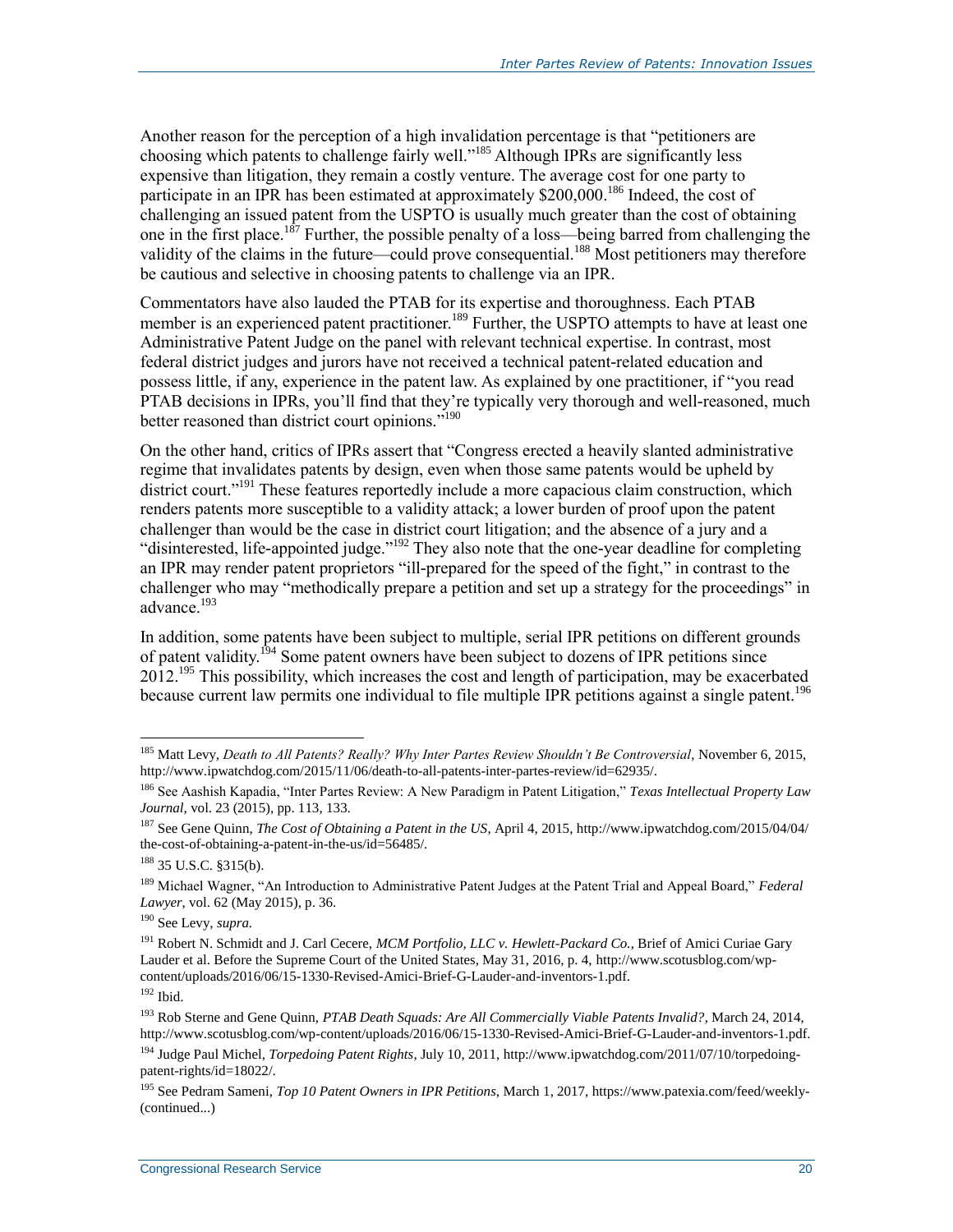Another reason for the perception of a high invalidation percentage is that "petitioners are choosing which patents to challenge fairly well."[185] Although IPRs are significantly less expensive than litigation, they remain a costly venture. The average cost for one party to participate in an IPR has been estimated at approximately $200,000.[186] Indeed, the cost of challenging an issued patent from the USPTO is usually much greater than the cost of obtaining one in the first place.[187] Further, the possible penalty of a loss—being barred from challenging the validity of the claims in the future—could prove consequential.[188] Most petitioners may therefore be cautious and selective in choosing patents to challenge via an IPR.

Commentators have also lauded the PTAB for its expertise and thoroughness. Each PTAB member is an experienced patent practitioner.[189] Further, the USPTO attempts to have at least one Administrative Patent Judge on the panel with relevant technical expertise. In contrast, most federal district judges and jurors have not received a technical patent-related education and possess little, if any, experience in the patent law. As explained by one practitioner, if "you read PTAB decisions in IPRs, you'll find that they're typically very thorough and well-reasoned, much better reasoned than district court opinions."[190]

On the other hand, critics of IPRs assert that "Congress erected a heavily slanted administrative regime that invalidates patents by design, even when those same patents would be upheld by district court."[191] These features reportedly include a more capacious claim construction, which renders patents more susceptible to a validity attack; a lower burden of proof upon the patent challenger than would be the case in district court litigation; and the absence of a jury and a "disinterested, life-appointed judge."[192] They also note that the one-year deadline for completing an IPR may render patent proprietors "ill-prepared for the speed of the fight," in contrast to the challenger who may "methodically prepare a petition and set up a strategy for the proceedings" in advance.[193]

In addition, some patents have been subject to multiple, serial IPR petitions on different grounds of patent validity.[194] Some patent owners have been subject to dozens of IPR petitions since 2012.[195] This possibility, which increases the cost and length of participation, may be exacerbated because current law permits one individual to file multiple IPR petitions against a single patent.[196]

---

[185] Matt Levy, *Death to All Patents? Really? Why Inter Partes Review Shouldn't Be Controversial*, November 6, 2015, http://www.ipwatchdog.com/2015/11/06/death-to-all-patents-inter-partes-review/id=62935/.

[186] See Aashish Kapadia, "Inter Partes Review: A New Paradigm in Patent Litigation," *Texas Intellectual Property Law Journal*, vol. 23 (2015), pp. 113, 133.

[187] See Gene Quinn, *The Cost of Obtaining a Patent in the US*, April 4, 2015, http://www.ipwatchdog.com/2015/04/04/the-cost-of-obtaining-a-patent-in-the-us/id=56485/.

[188] 35 U.S.C. §315(b).

[189] Michael Wagner, "An Introduction to Administrative Patent Judges at the Patent Trial and Appeal Board," *Federal Lawyer*, vol. 62 (May 2015), p. 36.

[190] See Levy, *supra*.

[191] Robert N. Schmidt and J. Carl Cecere, *MCM Portfolio, LLC v. Hewlett-Packard Co.*, Brief of Amici Curiae Gary Lauder et al. Before the Supreme Court of the United States, May 31, 2016, p. 4, http://www.scotusblog.com/wp-content/uploads/2016/06/15-1330-Revised-Amici-Brief-G-Lauder-and-inventors-1.pdf.

[192] Ibid.

[193] Rob Sterne and Gene Quinn, *PTAB Death Squads: Are All Commercially Viable Patents Invalid?*, March 24, 2014, http://www.scotusblog.com/wp-content/uploads/2016/06/15-1330-Revised-Amici-Brief-G-Lauder-and-inventors-1.pdf.

[194] Judge Paul Michel, *Torpedoing Patent Rights*, July 10, 2011, http://www.ipwatchdog.com/2011/07/10/torpedoing-patent-rights/id=18022/.

[195] See Pedram Sameni, *Top 10 Patent Owners in IPR Petitions*, March 1, 2017, https://www.patexia.com/feed/weekly-(continued...)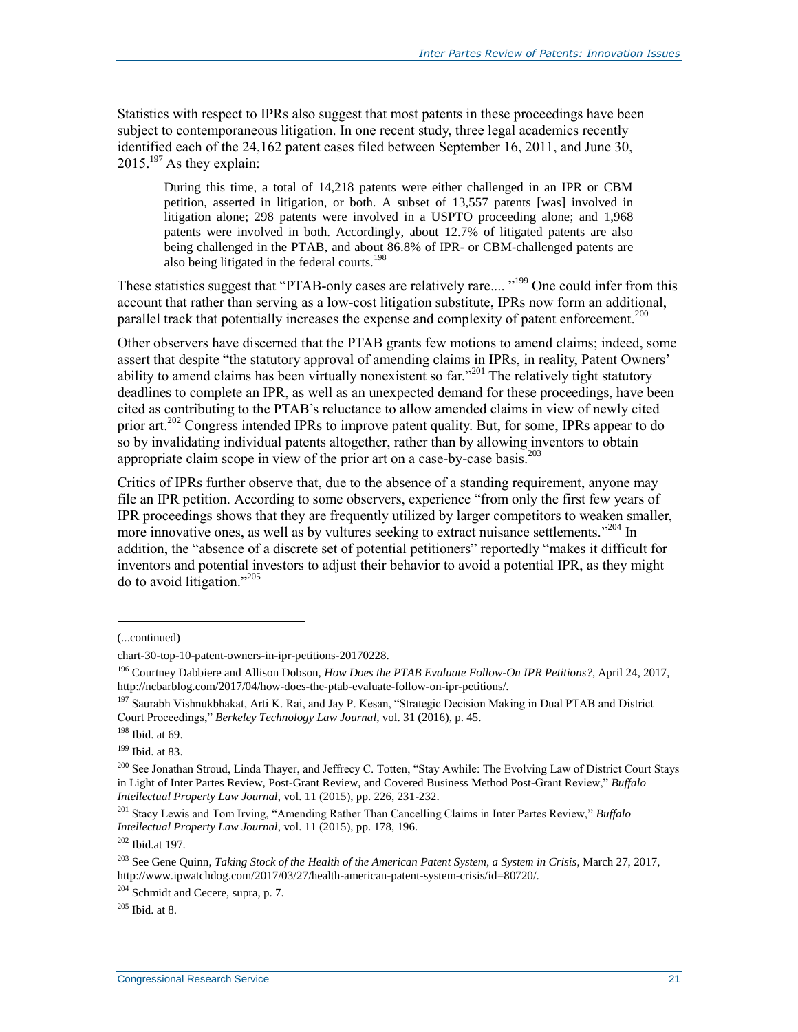Statistics with respect to IPRs also suggest that most patents in these proceedings have been subject to contemporaneous litigation. In one recent study, three legal academics recently identified each of the 24,162 patent cases filed between September 16, 2011, and June 30, 2015.[197] As they explain:

> During this time, a total of 14,218 patents were either challenged in an IPR or CBM petition, asserted in litigation, or both. A subset of 13,557 patents [was] involved in litigation alone; 298 patents were involved in a USPTO proceeding alone; and 1,968 patents were involved in both. Accordingly, about 12.7% of litigated patents are also being challenged in the PTAB, and about 86.8% of IPR- or CBM-challenged patents are also being litigated in the federal courts.[198]

These statistics suggest that "PTAB-only cases are relatively rare.... "[199] One could infer from this account that rather than serving as a low-cost litigation substitute, IPRs now form an additional, parallel track that potentially increases the expense and complexity of patent enforcement.[200]

Other observers have discerned that the PTAB grants few motions to amend claims; indeed, some assert that despite "the statutory approval of amending claims in IPRs, in reality, Patent Owners' ability to amend claims has been virtually nonexistent so far."[201] The relatively tight statutory deadlines to complete an IPR, as well as an unexpected demand for these proceedings, have been cited as contributing to the PTAB's reluctance to allow amended claims in view of newly cited prior art.[202] Congress intended IPRs to improve patent quality. But, for some, IPRs appear to do so by invalidating individual patents altogether, rather than by allowing inventors to obtain appropriate claim scope in view of the prior art on a case-by-case basis.[203]

Critics of IPRs further observe that, due to the absence of a standing requirement, anyone may file an IPR petition. According to some observers, experience "from only the first few years of IPR proceedings shows that they are frequently utilized by larger competitors to weaken smaller, more innovative ones, as well as by vultures seeking to extract nuisance settlements."[204] In addition, the "absence of a discrete set of potential petitioners" reportedly "makes it difficult for inventors and potential investors to adjust their behavior to avoid a potential IPR, as they might do to avoid litigation."[205]

---

(...continued)

chart-30-top-10-patent-owners-in-ipr-petitions-20170228.

[196] Courtney Dabbiere and Allison Dobson, *How Does the PTAB Evaluate Follow-On IPR Petitions?*, April 24, 2017, http://ncbarblog.com/2017/04/how-does-the-ptab-evaluate-follow-on-ipr-petitions/.

[197] Saurabh Vishnukbhakat, Arti K. Rai, and Jay P. Kesan, "Strategic Decision Making in Dual PTAB and District Court Proceedings," *Berkeley Technology Law Journal*, vol. 31 (2016), p. 45.

[198] Ibid. at 69.

[199] Ibid. at 83.

[200] See Jonathan Stroud, Linda Thayer, and Jeffrecy C. Totten, "Stay Awhile: The Evolving Law of District Court Stays in Light of Inter Partes Review, Post-Grant Review, and Covered Business Method Post-Grant Review," *Buffalo Intellectual Property Law Journal*, vol. 11 (2015), pp. 226, 231-232.

[201] Stacy Lewis and Tom Irving, "Amending Rather Than Cancelling Claims in Inter Partes Review," *Buffalo Intellectual Property Law Journal*, vol. 11 (2015), pp. 178, 196.

[202] Ibid.at 197.

[203] See Gene Quinn, *Taking Stock of the Health of the American Patent System, a System in Crisis*, March 27, 2017, http://www.ipwatchdog.com/2017/03/27/health-american-patent-system-crisis/id=80720/.

[204] Schmidt and Cecere, supra, p. 7.

[205] Ibid. at 8.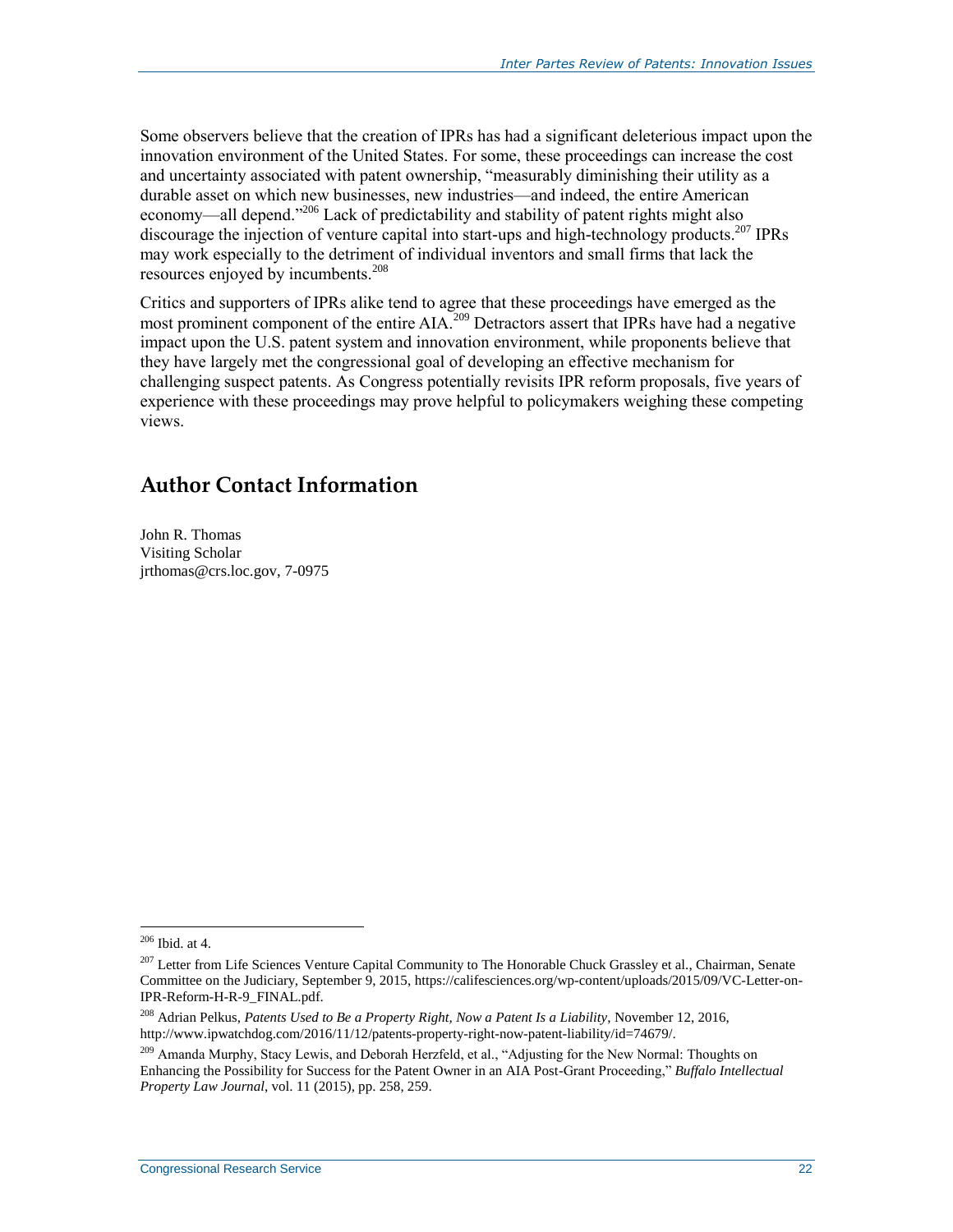Some observers believe that the creation of IPRs has had a significant deleterious impact upon the innovation environment of the United States. For some, these proceedings can increase the cost and uncertainty associated with patent ownership, "measurably diminishing their utility as a durable asset on which new businesses, new industries—and indeed, the entire American economy—all depend."[206] Lack of predictability and stability of patent rights might also discourage the injection of venture capital into start-ups and high-technology products.[207] IPRs may work especially to the detriment of individual inventors and small firms that lack the resources enjoyed by incumbents.[208]

Critics and supporters of IPRs alike tend to agree that these proceedings have emerged as the most prominent component of the entire AIA.[209] Detractors assert that IPRs have had a negative impact upon the U.S. patent system and innovation environment, while proponents believe that they have largely met the congressional goal of developing an effective mechanism for challenging suspect patents. As Congress potentially revisits IPR reform proposals, five years of experience with these proceedings may prove helpful to policymakers weighing these competing views.

## Author Contact Information

John R. Thomas
Visiting Scholar
jrthomas@crs.loc.gov, 7-0975

---

[206] Ibid. at 4.

[207] Letter from Life Sciences Venture Capital Community to The Honorable Chuck Grassley et al., Chairman, Senate Committee on the Judiciary, September 9, 2015, https://califesciences.org/wp-content/uploads/2015/09/VC-Letter-on-IPR-Reform-H-R-9_FINAL.pdf.

[208] Adrian Pelkus, *Patents Used to Be a Property Right, Now a Patent Is a Liability*, November 12, 2016, http://www.ipwatchdog.com/2016/11/12/patents-property-right-now-patent-liability/id=74679/.

[209] Amanda Murphy, Stacy Lewis, and Deborah Herzfeld, et al., "Adjusting for the New Normal: Thoughts on Enhancing the Possibility for Success for the Patent Owner in an AIA Post-Grant Proceeding," *Buffalo Intellectual Property Law Journal*, vol. 11 (2015), pp. 258, 259.